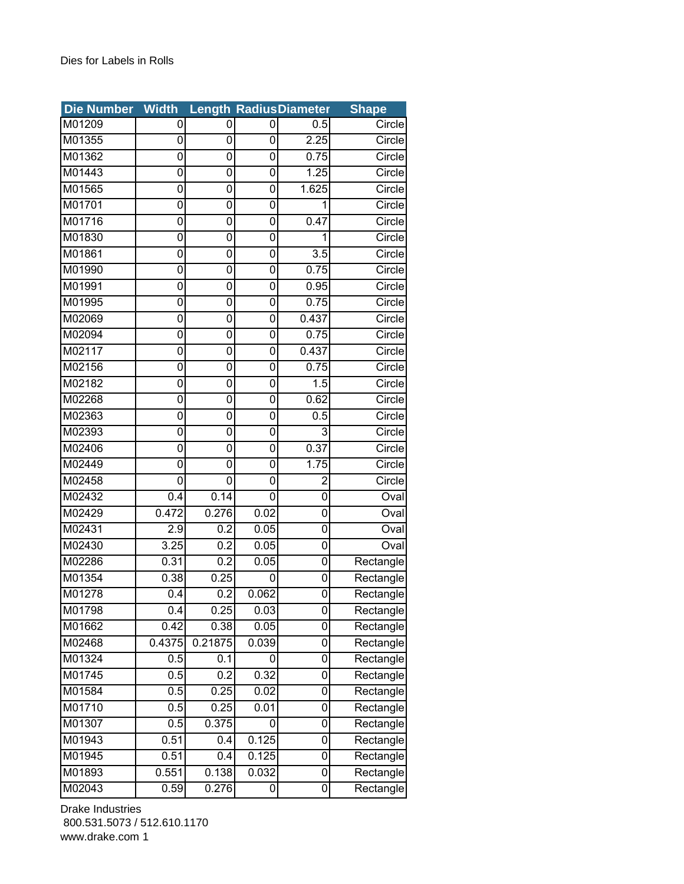Dies for Labels in Rolls

| Die Number | Width | Length | Radius | Diameter | Shape |
|---|---|---|---|---|---|
| M01209 | 0 | 0 | 0 | 0.5 | Circle |
| M01355 | 0 | 0 | 0 | 2.25 | Circle |
| M01362 | 0 | 0 | 0 | 0.75 | Circle |
| M01443 | 0 | 0 | 0 | 1.25 | Circle |
| M01565 | 0 | 0 | 0 | 1.625 | Circle |
| M01701 | 0 | 0 | 0 | 1 | Circle |
| M01716 | 0 | 0 | 0 | 0.47 | Circle |
| M01830 | 0 | 0 | 0 | 1 | Circle |
| M01861 | 0 | 0 | 0 | 3.5 | Circle |
| M01990 | 0 | 0 | 0 | 0.75 | Circle |
| M01991 | 0 | 0 | 0 | 0.95 | Circle |
| M01995 | 0 | 0 | 0 | 0.75 | Circle |
| M02069 | 0 | 0 | 0 | 0.437 | Circle |
| M02094 | 0 | 0 | 0 | 0.75 | Circle |
| M02117 | 0 | 0 | 0 | 0.437 | Circle |
| M02156 | 0 | 0 | 0 | 0.75 | Circle |
| M02182 | 0 | 0 | 0 | 1.5 | Circle |
| M02268 | 0 | 0 | 0 | 0.62 | Circle |
| M02363 | 0 | 0 | 0 | 0.5 | Circle |
| M02393 | 0 | 0 | 0 | 3 | Circle |
| M02406 | 0 | 0 | 0 | 0.37 | Circle |
| M02449 | 0 | 0 | 0 | 1.75 | Circle |
| M02458 | 0 | 0 | 0 | 2 | Circle |
| M02432 | 0.4 | 0.14 | 0 | 0 | Oval |
| M02429 | 0.472 | 0.276 | 0.02 | 0 | Oval |
| M02431 | 2.9 | 0.2 | 0.05 | 0 | Oval |
| M02430 | 3.25 | 0.2 | 0.05 | 0 | Oval |
| M02286 | 0.31 | 0.2 | 0.05 | 0 | Rectangle |
| M01354 | 0.38 | 0.25 | 0 | 0 | Rectangle |
| M01278 | 0.4 | 0.2 | 0.062 | 0 | Rectangle |
| M01798 | 0.4 | 0.25 | 0.03 | 0 | Rectangle |
| M01662 | 0.42 | 0.38 | 0.05 | 0 | Rectangle |
| M02468 | 0.4375 | 0.21875 | 0.039 | 0 | Rectangle |
| M01324 | 0.5 | 0.1 | 0 | 0 | Rectangle |
| M01745 | 0.5 | 0.2 | 0.32 | 0 | Rectangle |
| M01584 | 0.5 | 0.25 | 0.02 | 0 | Rectangle |
| M01710 | 0.5 | 0.25 | 0.01 | 0 | Rectangle |
| M01307 | 0.5 | 0.375 | 0 | 0 | Rectangle |
| M01943 | 0.51 | 0.4 | 0.125 | 0 | Rectangle |
| M01945 | 0.51 | 0.4 | 0.125 | 0 | Rectangle |
| M01893 | 0.551 | 0.138 | 0.032 | 0 | Rectangle |
| M02043 | 0.59 | 0.276 | 0 | 0 | Rectangle |

Drake Industries
800.531.5073 / 512.610.1170
www.drake.com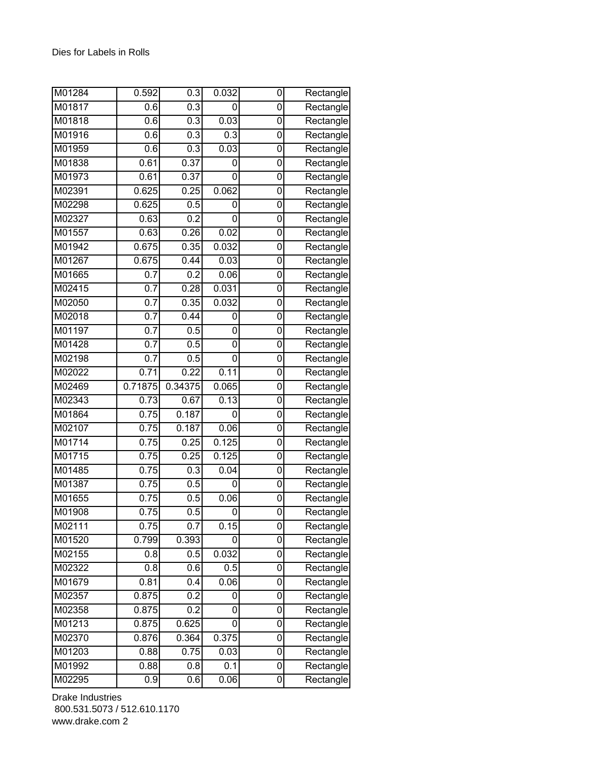Dies for Labels in Rolls

| | | | | | |
|---|---|---|---|---|---|
| M01284 | 0.592 | 0.3 | 0.032 | 0 | Rectangle |
| M01817 | 0.6 | 0.3 | 0 | 0 | Rectangle |
| M01818 | 0.6 | 0.3 | 0.03 | 0 | Rectangle |
| M01916 | 0.6 | 0.3 | 0.3 | 0 | Rectangle |
| M01959 | 0.6 | 0.3 | 0.03 | 0 | Rectangle |
| M01838 | 0.61 | 0.37 | 0 | 0 | Rectangle |
| M01973 | 0.61 | 0.37 | 0 | 0 | Rectangle |
| M02391 | 0.625 | 0.25 | 0.062 | 0 | Rectangle |
| M02298 | 0.625 | 0.5 | 0 | 0 | Rectangle |
| M02327 | 0.63 | 0.2 | 0 | 0 | Rectangle |
| M01557 | 0.63 | 0.26 | 0.02 | 0 | Rectangle |
| M01942 | 0.675 | 0.35 | 0.032 | 0 | Rectangle |
| M01267 | 0.675 | 0.44 | 0.03 | 0 | Rectangle |
| M01665 | 0.7 | 0.2 | 0.06 | 0 | Rectangle |
| M02415 | 0.7 | 0.28 | 0.031 | 0 | Rectangle |
| M02050 | 0.7 | 0.35 | 0.032 | 0 | Rectangle |
| M02018 | 0.7 | 0.44 | 0 | 0 | Rectangle |
| M01197 | 0.7 | 0.5 | 0 | 0 | Rectangle |
| M01428 | 0.7 | 0.5 | 0 | 0 | Rectangle |
| M02198 | 0.7 | 0.5 | 0 | 0 | Rectangle |
| M02022 | 0.71 | 0.22 | 0.11 | 0 | Rectangle |
| M02469 | 0.71875 | 0.34375 | 0.065 | 0 | Rectangle |
| M02343 | 0.73 | 0.67 | 0.13 | 0 | Rectangle |
| M01864 | 0.75 | 0.187 | 0 | 0 | Rectangle |
| M02107 | 0.75 | 0.187 | 0.06 | 0 | Rectangle |
| M01714 | 0.75 | 0.25 | 0.125 | 0 | Rectangle |
| M01715 | 0.75 | 0.25 | 0.125 | 0 | Rectangle |
| M01485 | 0.75 | 0.3 | 0.04 | 0 | Rectangle |
| M01387 | 0.75 | 0.5 | 0 | 0 | Rectangle |
| M01655 | 0.75 | 0.5 | 0.06 | 0 | Rectangle |
| M01908 | 0.75 | 0.5 | 0 | 0 | Rectangle |
| M02111 | 0.75 | 0.7 | 0.15 | 0 | Rectangle |
| M01520 | 0.799 | 0.393 | 0 | 0 | Rectangle |
| M02155 | 0.8 | 0.5 | 0.032 | 0 | Rectangle |
| M02322 | 0.8 | 0.6 | 0.5 | 0 | Rectangle |
| M01679 | 0.81 | 0.4 | 0.06 | 0 | Rectangle |
| M02357 | 0.875 | 0.2 | 0 | 0 | Rectangle |
| M02358 | 0.875 | 0.2 | 0 | 0 | Rectangle |
| M01213 | 0.875 | 0.625 | 0 | 0 | Rectangle |
| M02370 | 0.876 | 0.364 | 0.375 | 0 | Rectangle |
| M01203 | 0.88 | 0.75 | 0.03 | 0 | Rectangle |
| M01992 | 0.88 | 0.8 | 0.1 | 0 | Rectangle |
| M02295 | 0.9 | 0.6 | 0.06 | 0 | Rectangle |

Drake Industries
800.531.5073 / 512.610.1170
www.drake.com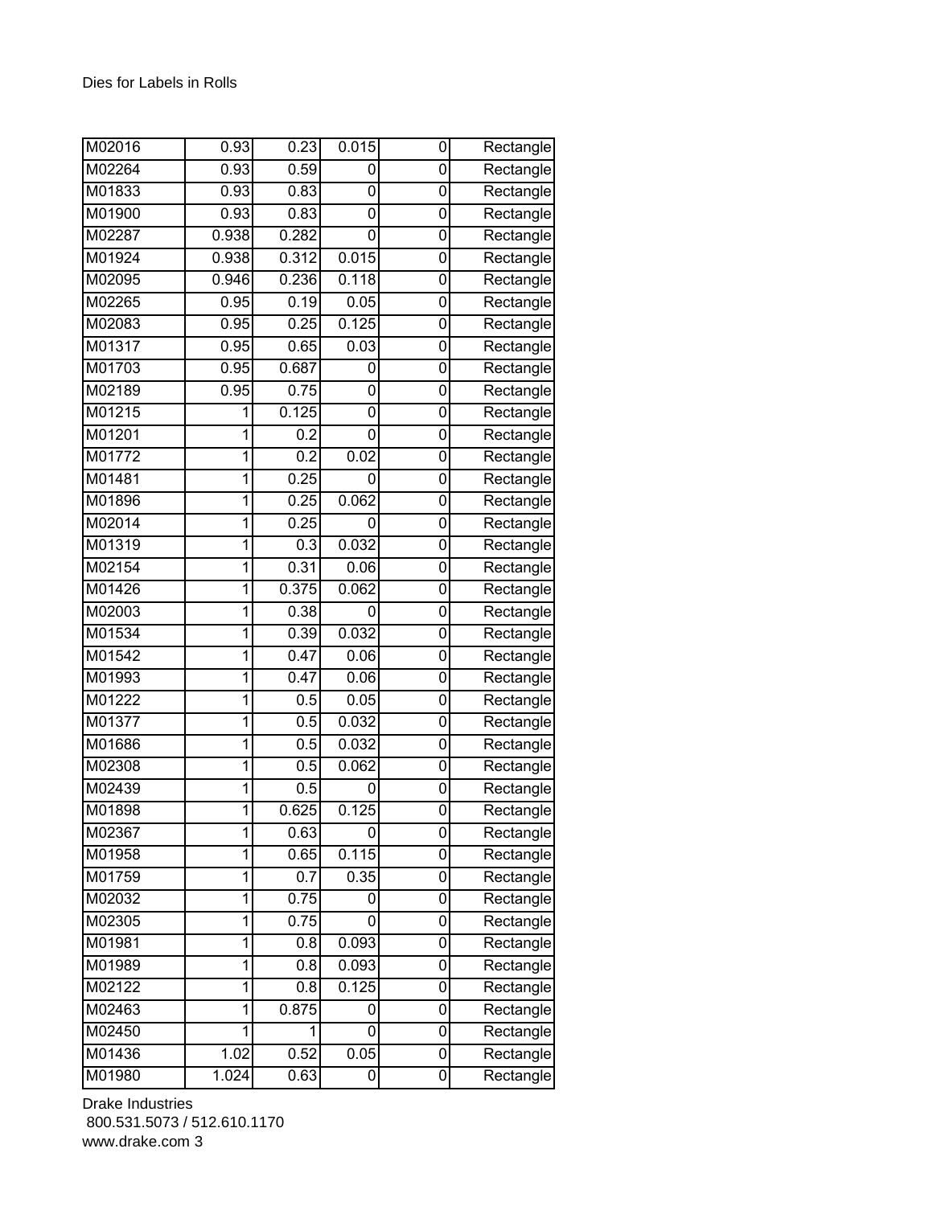Dies for Labels in Rolls

| | | | | | |
|---|---|---|---|---|---|
| M02016 | 0.93 | 0.23 | 0.015 | 0 | Rectangle |
| M02264 | 0.93 | 0.59 | 0 | 0 | Rectangle |
| M01833 | 0.93 | 0.83 | 0 | 0 | Rectangle |
| M01900 | 0.93 | 0.83 | 0 | 0 | Rectangle |
| M02287 | 0.938 | 0.282 | 0 | 0 | Rectangle |
| M01924 | 0.938 | 0.312 | 0.015 | 0 | Rectangle |
| M02095 | 0.946 | 0.236 | 0.118 | 0 | Rectangle |
| M02265 | 0.95 | 0.19 | 0.05 | 0 | Rectangle |
| M02083 | 0.95 | 0.25 | 0.125 | 0 | Rectangle |
| M01317 | 0.95 | 0.65 | 0.03 | 0 | Rectangle |
| M01703 | 0.95 | 0.687 | 0 | 0 | Rectangle |
| M02189 | 0.95 | 0.75 | 0 | 0 | Rectangle |
| M01215 | 1 | 0.125 | 0 | 0 | Rectangle |
| M01201 | 1 | 0.2 | 0 | 0 | Rectangle |
| M01772 | 1 | 0.2 | 0.02 | 0 | Rectangle |
| M01481 | 1 | 0.25 | 0 | 0 | Rectangle |
| M01896 | 1 | 0.25 | 0.062 | 0 | Rectangle |
| M02014 | 1 | 0.25 | 0 | 0 | Rectangle |
| M01319 | 1 | 0.3 | 0.032 | 0 | Rectangle |
| M02154 | 1 | 0.31 | 0.06 | 0 | Rectangle |
| M01426 | 1 | 0.375 | 0.062 | 0 | Rectangle |
| M02003 | 1 | 0.38 | 0 | 0 | Rectangle |
| M01534 | 1 | 0.39 | 0.032 | 0 | Rectangle |
| M01542 | 1 | 0.47 | 0.06 | 0 | Rectangle |
| M01993 | 1 | 0.47 | 0.06 | 0 | Rectangle |
| M01222 | 1 | 0.5 | 0.05 | 0 | Rectangle |
| M01377 | 1 | 0.5 | 0.032 | 0 | Rectangle |
| M01686 | 1 | 0.5 | 0.032 | 0 | Rectangle |
| M02308 | 1 | 0.5 | 0.062 | 0 | Rectangle |
| M02439 | 1 | 0.5 | 0 | 0 | Rectangle |
| M01898 | 1 | 0.625 | 0.125 | 0 | Rectangle |
| M02367 | 1 | 0.63 | 0 | 0 | Rectangle |
| M01958 | 1 | 0.65 | 0.115 | 0 | Rectangle |
| M01759 | 1 | 0.7 | 0.35 | 0 | Rectangle |
| M02032 | 1 | 0.75 | 0 | 0 | Rectangle |
| M02305 | 1 | 0.75 | 0 | 0 | Rectangle |
| M01981 | 1 | 0.8 | 0.093 | 0 | Rectangle |
| M01989 | 1 | 0.8 | 0.093 | 0 | Rectangle |
| M02122 | 1 | 0.8 | 0.125 | 0 | Rectangle |
| M02463 | 1 | 0.875 | 0 | 0 | Rectangle |
| M02450 | 1 | 1 | 0 | 0 | Rectangle |
| M01436 | 1.02 | 0.52 | 0.05 | 0 | Rectangle |
| M01980 | 1.024 | 0.63 | 0 | 0 | Rectangle |

Drake Industries
800.531.5073 / 512.610.1170
www.drake.com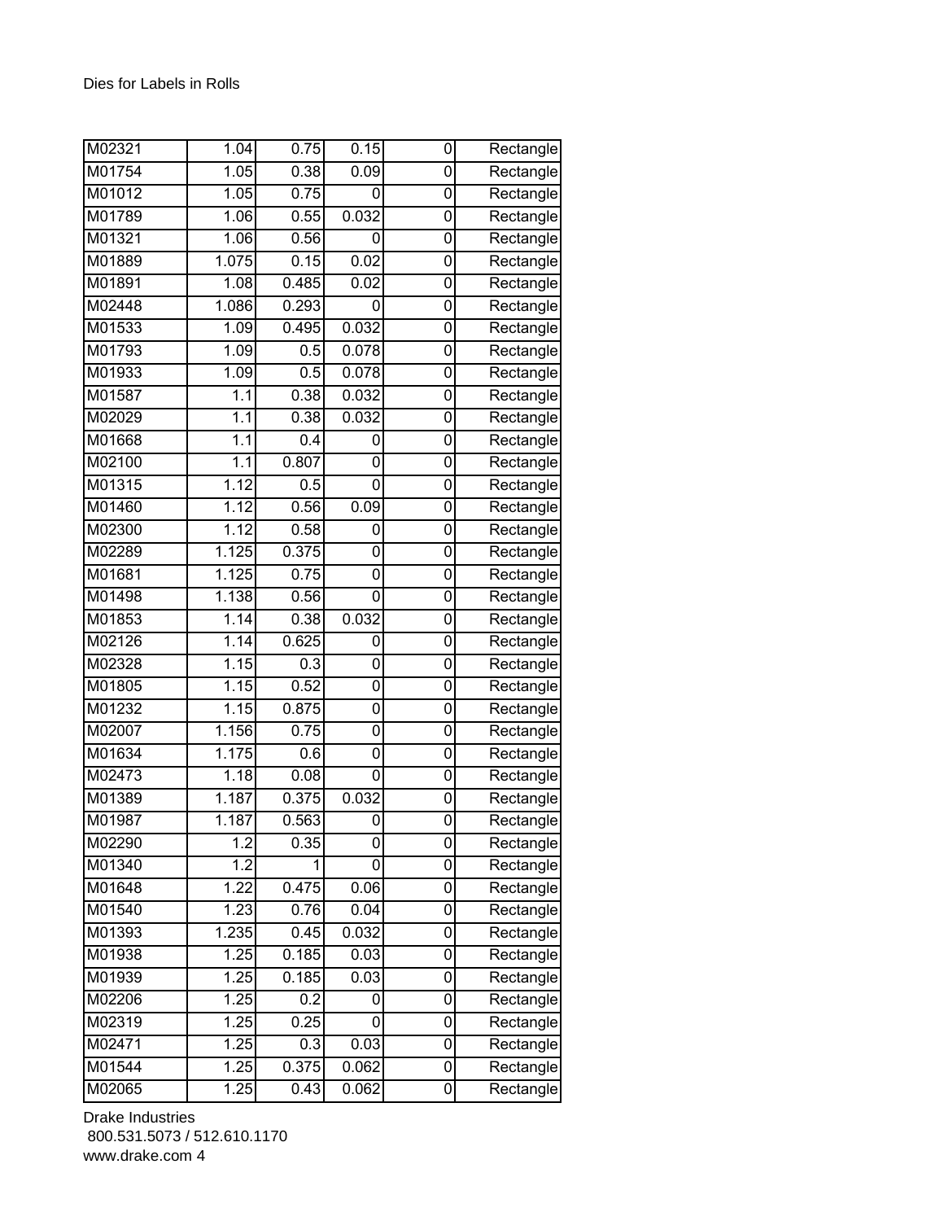Dies for Labels in Rolls

| | | | | | |
|---|---|---|---|---|---|
| M02321 | 1.04 | 0.75 | 0.15 | 0 | Rectangle |
| M01754 | 1.05 | 0.38 | 0.09 | 0 | Rectangle |
| M01012 | 1.05 | 0.75 | 0 | 0 | Rectangle |
| M01789 | 1.06 | 0.55 | 0.032 | 0 | Rectangle |
| M01321 | 1.06 | 0.56 | 0 | 0 | Rectangle |
| M01889 | 1.075 | 0.15 | 0.02 | 0 | Rectangle |
| M01891 | 1.08 | 0.485 | 0.02 | 0 | Rectangle |
| M02448 | 1.086 | 0.293 | 0 | 0 | Rectangle |
| M01533 | 1.09 | 0.495 | 0.032 | 0 | Rectangle |
| M01793 | 1.09 | 0.5 | 0.078 | 0 | Rectangle |
| M01933 | 1.09 | 0.5 | 0.078 | 0 | Rectangle |
| M01587 | 1.1 | 0.38 | 0.032 | 0 | Rectangle |
| M02029 | 1.1 | 0.38 | 0.032 | 0 | Rectangle |
| M01668 | 1.1 | 0.4 | 0 | 0 | Rectangle |
| M02100 | 1.1 | 0.807 | 0 | 0 | Rectangle |
| M01315 | 1.12 | 0.5 | 0 | 0 | Rectangle |
| M01460 | 1.12 | 0.56 | 0.09 | 0 | Rectangle |
| M02300 | 1.12 | 0.58 | 0 | 0 | Rectangle |
| M02289 | 1.125 | 0.375 | 0 | 0 | Rectangle |
| M01681 | 1.125 | 0.75 | 0 | 0 | Rectangle |
| M01498 | 1.138 | 0.56 | 0 | 0 | Rectangle |
| M01853 | 1.14 | 0.38 | 0.032 | 0 | Rectangle |
| M02126 | 1.14 | 0.625 | 0 | 0 | Rectangle |
| M02328 | 1.15 | 0.3 | 0 | 0 | Rectangle |
| M01805 | 1.15 | 0.52 | 0 | 0 | Rectangle |
| M01232 | 1.15 | 0.875 | 0 | 0 | Rectangle |
| M02007 | 1.156 | 0.75 | 0 | 0 | Rectangle |
| M01634 | 1.175 | 0.6 | 0 | 0 | Rectangle |
| M02473 | 1.18 | 0.08 | 0 | 0 | Rectangle |
| M01389 | 1.187 | 0.375 | 0.032 | 0 | Rectangle |
| M01987 | 1.187 | 0.563 | 0 | 0 | Rectangle |
| M02290 | 1.2 | 0.35 | 0 | 0 | Rectangle |
| M01340 | 1.2 | 1 | 0 | 0 | Rectangle |
| M01648 | 1.22 | 0.475 | 0.06 | 0 | Rectangle |
| M01540 | 1.23 | 0.76 | 0.04 | 0 | Rectangle |
| M01393 | 1.235 | 0.45 | 0.032 | 0 | Rectangle |
| M01938 | 1.25 | 0.185 | 0.03 | 0 | Rectangle |
| M01939 | 1.25 | 0.185 | 0.03 | 0 | Rectangle |
| M02206 | 1.25 | 0.2 | 0 | 0 | Rectangle |
| M02319 | 1.25 | 0.25 | 0 | 0 | Rectangle |
| M02471 | 1.25 | 0.3 | 0.03 | 0 | Rectangle |
| M01544 | 1.25 | 0.375 | 0.062 | 0 | Rectangle |
| M02065 | 1.25 | 0.43 | 0.062 | 0 | Rectangle |

Drake Industries
800.531.5073 / 512.610.1170
www.drake.com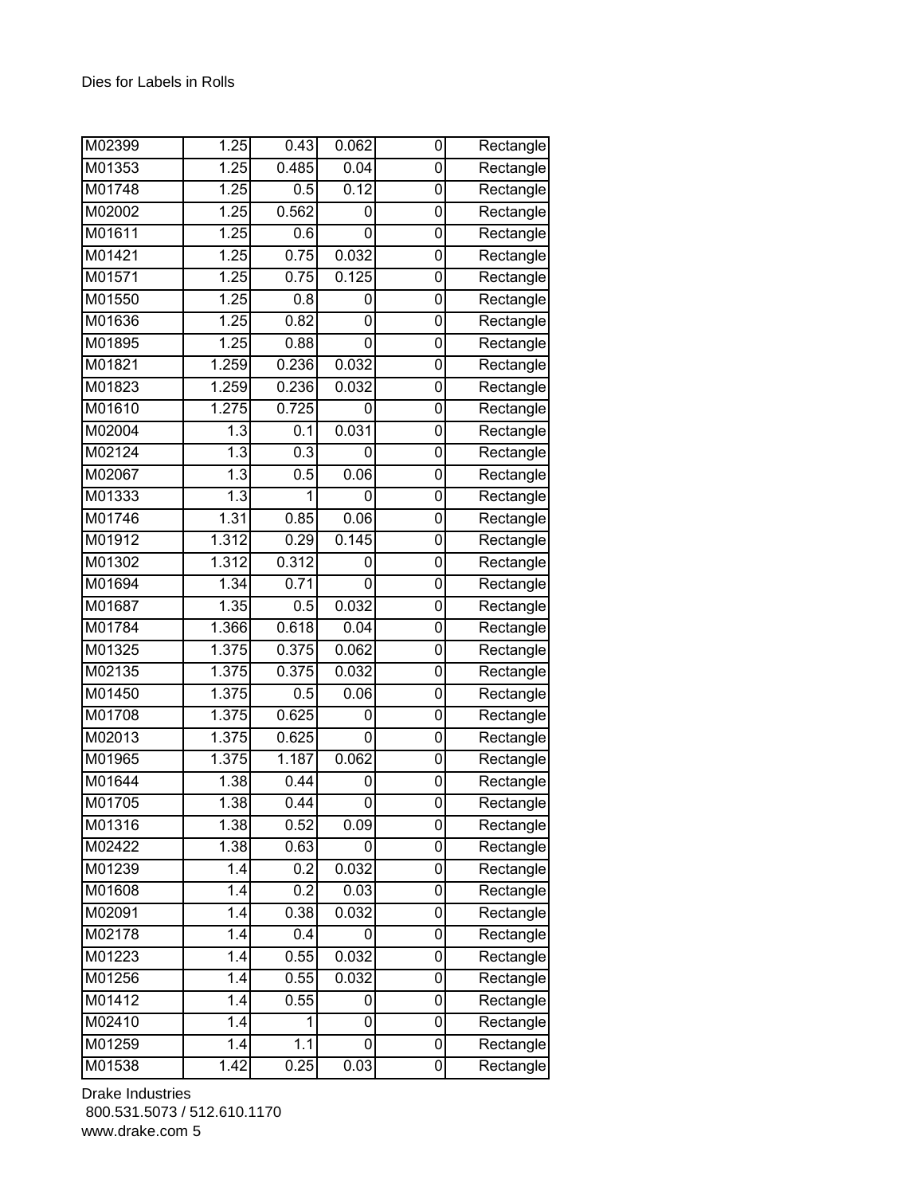| | | | | | |
|---|---|---|---|---|---|
| M02399 | 1.25 | 0.43 | 0.062 | 0 | Rectangle |
| M01353 | 1.25 | 0.485 | 0.04 | 0 | Rectangle |
| M01748 | 1.25 | 0.5 | 0.12 | 0 | Rectangle |
| M02002 | 1.25 | 0.562 | 0 | 0 | Rectangle |
| M01611 | 1.25 | 0.6 | 0 | 0 | Rectangle |
| M01421 | 1.25 | 0.75 | 0.032 | 0 | Rectangle |
| M01571 | 1.25 | 0.75 | 0.125 | 0 | Rectangle |
| M01550 | 1.25 | 0.8 | 0 | 0 | Rectangle |
| M01636 | 1.25 | 0.82 | 0 | 0 | Rectangle |
| M01895 | 1.25 | 0.88 | 0 | 0 | Rectangle |
| M01821 | 1.259 | 0.236 | 0.032 | 0 | Rectangle |
| M01823 | 1.259 | 0.236 | 0.032 | 0 | Rectangle |
| M01610 | 1.275 | 0.725 | 0 | 0 | Rectangle |
| M02004 | 1.3 | 0.1 | 0.031 | 0 | Rectangle |
| M02124 | 1.3 | 0.3 | 0 | 0 | Rectangle |
| M02067 | 1.3 | 0.5 | 0.06 | 0 | Rectangle |
| M01333 | 1.3 | 1 | 0 | 0 | Rectangle |
| M01746 | 1.31 | 0.85 | 0.06 | 0 | Rectangle |
| M01912 | 1.312 | 0.29 | 0.145 | 0 | Rectangle |
| M01302 | 1.312 | 0.312 | 0 | 0 | Rectangle |
| M01694 | 1.34 | 0.71 | 0 | 0 | Rectangle |
| M01687 | 1.35 | 0.5 | 0.032 | 0 | Rectangle |
| M01784 | 1.366 | 0.618 | 0.04 | 0 | Rectangle |
| M01325 | 1.375 | 0.375 | 0.062 | 0 | Rectangle |
| M02135 | 1.375 | 0.375 | 0.032 | 0 | Rectangle |
| M01450 | 1.375 | 0.5 | 0.06 | 0 | Rectangle |
| M01708 | 1.375 | 0.625 | 0 | 0 | Rectangle |
| M02013 | 1.375 | 0.625 | 0 | 0 | Rectangle |
| M01965 | 1.375 | 1.187 | 0.062 | 0 | Rectangle |
| M01644 | 1.38 | 0.44 | 0 | 0 | Rectangle |
| M01705 | 1.38 | 0.44 | 0 | 0 | Rectangle |
| M01316 | 1.38 | 0.52 | 0.09 | 0 | Rectangle |
| M02422 | 1.38 | 0.63 | 0 | 0 | Rectangle |
| M01239 | 1.4 | 0.2 | 0.032 | 0 | Rectangle |
| M01608 | 1.4 | 0.2 | 0.03 | 0 | Rectangle |
| M02091 | 1.4 | 0.38 | 0.032 | 0 | Rectangle |
| M02178 | 1.4 | 0.4 | 0 | 0 | Rectangle |
| M01223 | 1.4 | 0.55 | 0.032 | 0 | Rectangle |
| M01256 | 1.4 | 0.55 | 0.032 | 0 | Rectangle |
| M01412 | 1.4 | 0.55 | 0 | 0 | Rectangle |
| M02410 | 1.4 | 1 | 0 | 0 | Rectangle |
| M01259 | 1.4 | 1.1 | 0 | 0 | Rectangle |
| M01538 | 1.42 | 0.25 | 0.03 | 0 | Rectangle |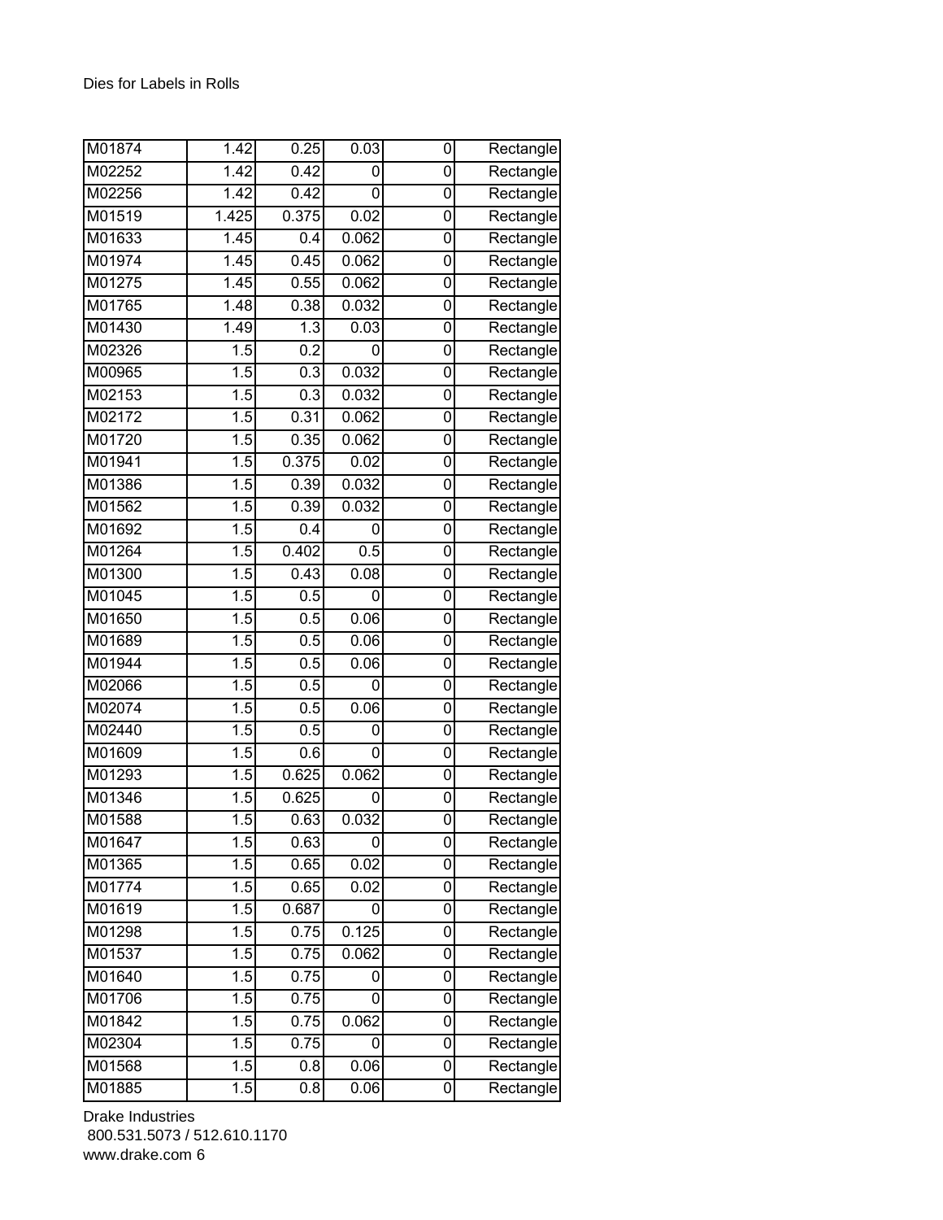Dies for Labels in Rolls

| | | | | | |
|---|---|---|---|---|---|
| M01874 | 1.42 | 0.25 | 0.03 | 0 | Rectangle |
| M02252 | 1.42 | 0.42 | 0 | 0 | Rectangle |
| M02256 | 1.42 | 0.42 | 0 | 0 | Rectangle |
| M01519 | 1.425 | 0.375 | 0.02 | 0 | Rectangle |
| M01633 | 1.45 | 0.4 | 0.062 | 0 | Rectangle |
| M01974 | 1.45 | 0.45 | 0.062 | 0 | Rectangle |
| M01275 | 1.45 | 0.55 | 0.062 | 0 | Rectangle |
| M01765 | 1.48 | 0.38 | 0.032 | 0 | Rectangle |
| M01430 | 1.49 | 1.3 | 0.03 | 0 | Rectangle |
| M02326 | 1.5 | 0.2 | 0 | 0 | Rectangle |
| M00965 | 1.5 | 0.3 | 0.032 | 0 | Rectangle |
| M02153 | 1.5 | 0.3 | 0.032 | 0 | Rectangle |
| M02172 | 1.5 | 0.31 | 0.062 | 0 | Rectangle |
| M01720 | 1.5 | 0.35 | 0.062 | 0 | Rectangle |
| M01941 | 1.5 | 0.375 | 0.02 | 0 | Rectangle |
| M01386 | 1.5 | 0.39 | 0.032 | 0 | Rectangle |
| M01562 | 1.5 | 0.39 | 0.032 | 0 | Rectangle |
| M01692 | 1.5 | 0.4 | 0 | 0 | Rectangle |
| M01264 | 1.5 | 0.402 | 0.5 | 0 | Rectangle |
| M01300 | 1.5 | 0.43 | 0.08 | 0 | Rectangle |
| M01045 | 1.5 | 0.5 | 0 | 0 | Rectangle |
| M01650 | 1.5 | 0.5 | 0.06 | 0 | Rectangle |
| M01689 | 1.5 | 0.5 | 0.06 | 0 | Rectangle |
| M01944 | 1.5 | 0.5 | 0.06 | 0 | Rectangle |
| M02066 | 1.5 | 0.5 | 0 | 0 | Rectangle |
| M02074 | 1.5 | 0.5 | 0.06 | 0 | Rectangle |
| M02440 | 1.5 | 0.5 | 0 | 0 | Rectangle |
| M01609 | 1.5 | 0.6 | 0 | 0 | Rectangle |
| M01293 | 1.5 | 0.625 | 0.062 | 0 | Rectangle |
| M01346 | 1.5 | 0.625 | 0 | 0 | Rectangle |
| M01588 | 1.5 | 0.63 | 0.032 | 0 | Rectangle |
| M01647 | 1.5 | 0.63 | 0 | 0 | Rectangle |
| M01365 | 1.5 | 0.65 | 0.02 | 0 | Rectangle |
| M01774 | 1.5 | 0.65 | 0.02 | 0 | Rectangle |
| M01619 | 1.5 | 0.687 | 0 | 0 | Rectangle |
| M01298 | 1.5 | 0.75 | 0.125 | 0 | Rectangle |
| M01537 | 1.5 | 0.75 | 0.062 | 0 | Rectangle |
| M01640 | 1.5 | 0.75 | 0 | 0 | Rectangle |
| M01706 | 1.5 | 0.75 | 0 | 0 | Rectangle |
| M01842 | 1.5 | 0.75 | 0.062 | 0 | Rectangle |
| M02304 | 1.5 | 0.75 | 0 | 0 | Rectangle |
| M01568 | 1.5 | 0.8 | 0.06 | 0 | Rectangle |
| M01885 | 1.5 | 0.8 | 0.06 | 0 | Rectangle |

Drake Industries
800.531.5073 / 512.610.1170
www.drake.com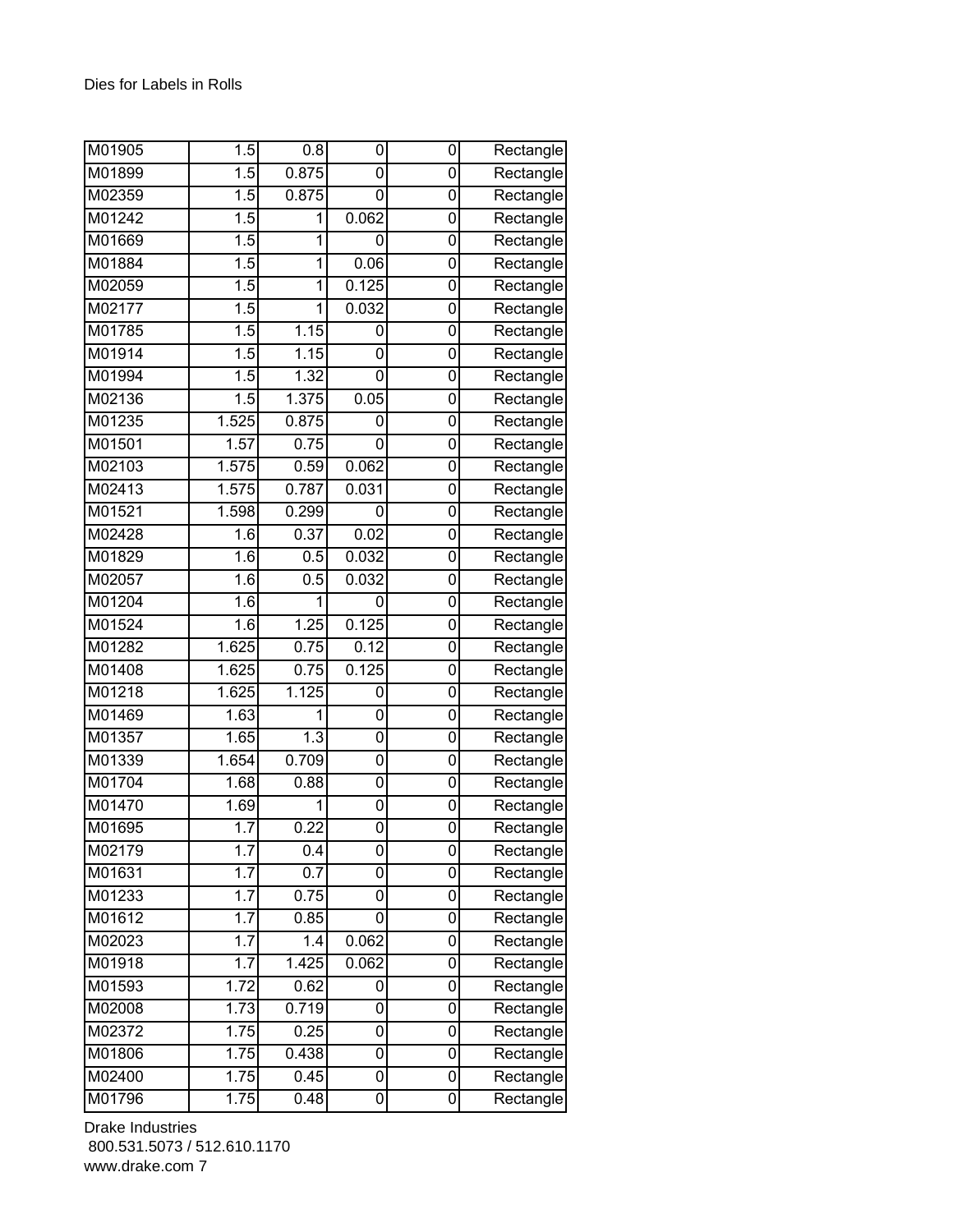Dies for Labels in Rolls

| | | | | | |
|---|---|---|---|---|---|
| M01905 | 1.5 | 0.8 | 0 | 0 | Rectangle |
| M01899 | 1.5 | 0.875 | 0 | 0 | Rectangle |
| M02359 | 1.5 | 0.875 | 0 | 0 | Rectangle |
| M01242 | 1.5 | 1 | 0.062 | 0 | Rectangle |
| M01669 | 1.5 | 1 | 0 | 0 | Rectangle |
| M01884 | 1.5 | 1 | 0.06 | 0 | Rectangle |
| M02059 | 1.5 | 1 | 0.125 | 0 | Rectangle |
| M02177 | 1.5 | 1 | 0.032 | 0 | Rectangle |
| M01785 | 1.5 | 1.15 | 0 | 0 | Rectangle |
| M01914 | 1.5 | 1.15 | 0 | 0 | Rectangle |
| M01994 | 1.5 | 1.32 | 0 | 0 | Rectangle |
| M02136 | 1.5 | 1.375 | 0.05 | 0 | Rectangle |
| M01235 | 1.525 | 0.875 | 0 | 0 | Rectangle |
| M01501 | 1.57 | 0.75 | 0 | 0 | Rectangle |
| M02103 | 1.575 | 0.59 | 0.062 | 0 | Rectangle |
| M02413 | 1.575 | 0.787 | 0.031 | 0 | Rectangle |
| M01521 | 1.598 | 0.299 | 0 | 0 | Rectangle |
| M02428 | 1.6 | 0.37 | 0.02 | 0 | Rectangle |
| M01829 | 1.6 | 0.5 | 0.032 | 0 | Rectangle |
| M02057 | 1.6 | 0.5 | 0.032 | 0 | Rectangle |
| M01204 | 1.6 | 1 | 0 | 0 | Rectangle |
| M01524 | 1.6 | 1.25 | 0.125 | 0 | Rectangle |
| M01282 | 1.625 | 0.75 | 0.12 | 0 | Rectangle |
| M01408 | 1.625 | 0.75 | 0.125 | 0 | Rectangle |
| M01218 | 1.625 | 1.125 | 0 | 0 | Rectangle |
| M01469 | 1.63 | 1 | 0 | 0 | Rectangle |
| M01357 | 1.65 | 1.3 | 0 | 0 | Rectangle |
| M01339 | 1.654 | 0.709 | 0 | 0 | Rectangle |
| M01704 | 1.68 | 0.88 | 0 | 0 | Rectangle |
| M01470 | 1.69 | 1 | 0 | 0 | Rectangle |
| M01695 | 1.7 | 0.22 | 0 | 0 | Rectangle |
| M02179 | 1.7 | 0.4 | 0 | 0 | Rectangle |
| M01631 | 1.7 | 0.7 | 0 | 0 | Rectangle |
| M01233 | 1.7 | 0.75 | 0 | 0 | Rectangle |
| M01612 | 1.7 | 0.85 | 0 | 0 | Rectangle |
| M02023 | 1.7 | 1.4 | 0.062 | 0 | Rectangle |
| M01918 | 1.7 | 1.425 | 0.062 | 0 | Rectangle |
| M01593 | 1.72 | 0.62 | 0 | 0 | Rectangle |
| M02008 | 1.73 | 0.719 | 0 | 0 | Rectangle |
| M02372 | 1.75 | 0.25 | 0 | 0 | Rectangle |
| M01806 | 1.75 | 0.438 | 0 | 0 | Rectangle |
| M02400 | 1.75 | 0.45 | 0 | 0 | Rectangle |
| M01796 | 1.75 | 0.48 | 0 | 0 | Rectangle |

Drake Industries
800.531.5073 / 512.610.1170
www.drake.com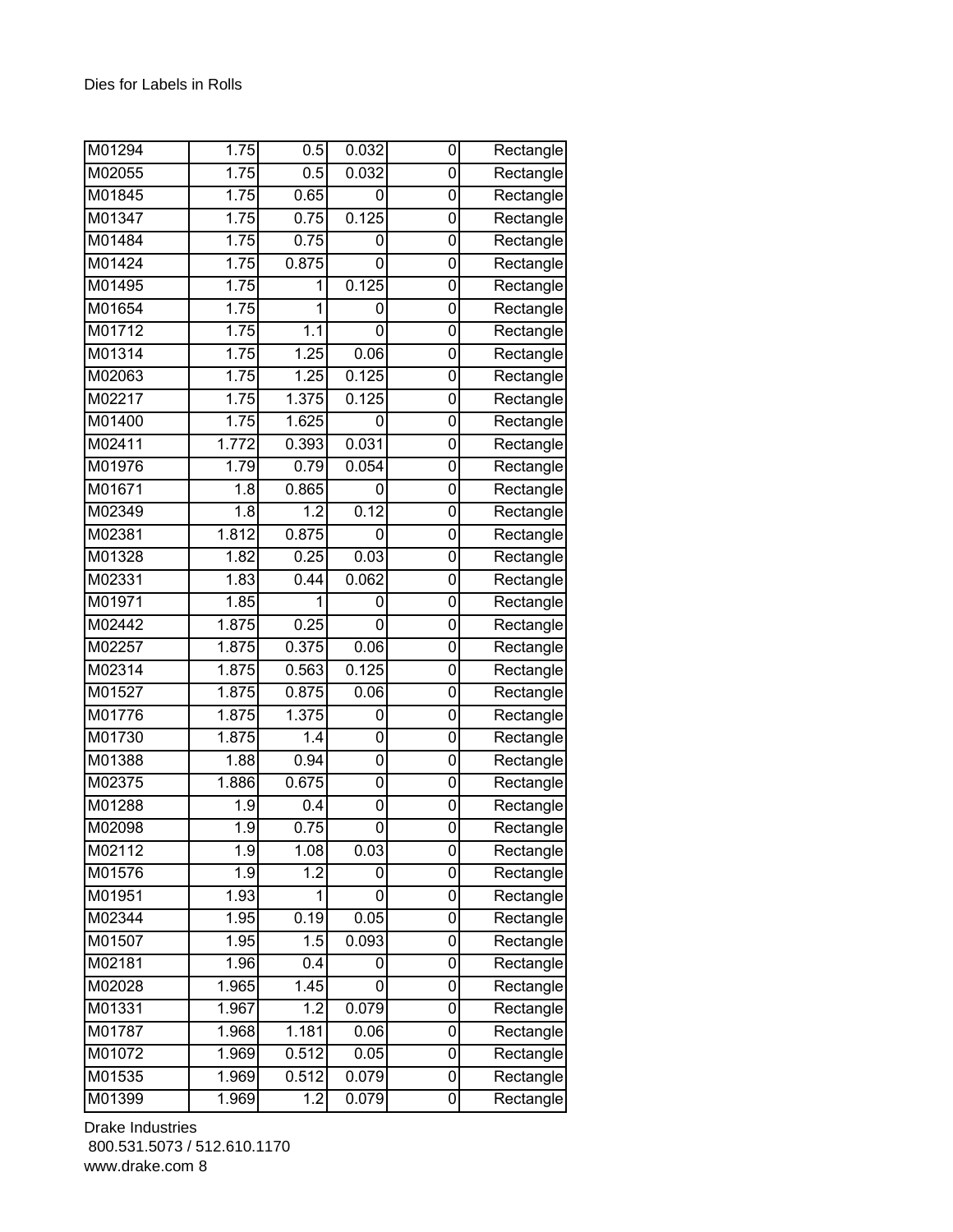Dies for Labels in Rolls

| | | | | | |
|---|---|---|---|---|---|
| M01294 | 1.75 | 0.5 | 0.032 | 0 | Rectangle |
| M02055 | 1.75 | 0.5 | 0.032 | 0 | Rectangle |
| M01845 | 1.75 | 0.65 | 0 | 0 | Rectangle |
| M01347 | 1.75 | 0.75 | 0.125 | 0 | Rectangle |
| M01484 | 1.75 | 0.75 | 0 | 0 | Rectangle |
| M01424 | 1.75 | 0.875 | 0 | 0 | Rectangle |
| M01495 | 1.75 | 1 | 0.125 | 0 | Rectangle |
| M01654 | 1.75 | 1 | 0 | 0 | Rectangle |
| M01712 | 1.75 | 1.1 | 0 | 0 | Rectangle |
| M01314 | 1.75 | 1.25 | 0.06 | 0 | Rectangle |
| M02063 | 1.75 | 1.25 | 0.125 | 0 | Rectangle |
| M02217 | 1.75 | 1.375 | 0.125 | 0 | Rectangle |
| M01400 | 1.75 | 1.625 | 0 | 0 | Rectangle |
| M02411 | 1.772 | 0.393 | 0.031 | 0 | Rectangle |
| M01976 | 1.79 | 0.79 | 0.054 | 0 | Rectangle |
| M01671 | 1.8 | 0.865 | 0 | 0 | Rectangle |
| M02349 | 1.8 | 1.2 | 0.12 | 0 | Rectangle |
| M02381 | 1.812 | 0.875 | 0 | 0 | Rectangle |
| M01328 | 1.82 | 0.25 | 0.03 | 0 | Rectangle |
| M02331 | 1.83 | 0.44 | 0.062 | 0 | Rectangle |
| M01971 | 1.85 | 1 | 0 | 0 | Rectangle |
| M02442 | 1.875 | 0.25 | 0 | 0 | Rectangle |
| M02257 | 1.875 | 0.375 | 0.06 | 0 | Rectangle |
| M02314 | 1.875 | 0.563 | 0.125 | 0 | Rectangle |
| M01527 | 1.875 | 0.875 | 0.06 | 0 | Rectangle |
| M01776 | 1.875 | 1.375 | 0 | 0 | Rectangle |
| M01730 | 1.875 | 1.4 | 0 | 0 | Rectangle |
| M01388 | 1.88 | 0.94 | 0 | 0 | Rectangle |
| M02375 | 1.886 | 0.675 | 0 | 0 | Rectangle |
| M01288 | 1.9 | 0.4 | 0 | 0 | Rectangle |
| M02098 | 1.9 | 0.75 | 0 | 0 | Rectangle |
| M02112 | 1.9 | 1.08 | 0.03 | 0 | Rectangle |
| M01576 | 1.9 | 1.2 | 0 | 0 | Rectangle |
| M01951 | 1.93 | 1 | 0 | 0 | Rectangle |
| M02344 | 1.95 | 0.19 | 0.05 | 0 | Rectangle |
| M01507 | 1.95 | 1.5 | 0.093 | 0 | Rectangle |
| M02181 | 1.96 | 0.4 | 0 | 0 | Rectangle |
| M02028 | 1.965 | 1.45 | 0 | 0 | Rectangle |
| M01331 | 1.967 | 1.2 | 0.079 | 0 | Rectangle |
| M01787 | 1.968 | 1.181 | 0.06 | 0 | Rectangle |
| M01072 | 1.969 | 0.512 | 0.05 | 0 | Rectangle |
| M01535 | 1.969 | 0.512 | 0.079 | 0 | Rectangle |
| M01399 | 1.969 | 1.2 | 0.079 | 0 | Rectangle |

Drake Industries
800.531.5073 / 512.610.1170
www.drake.com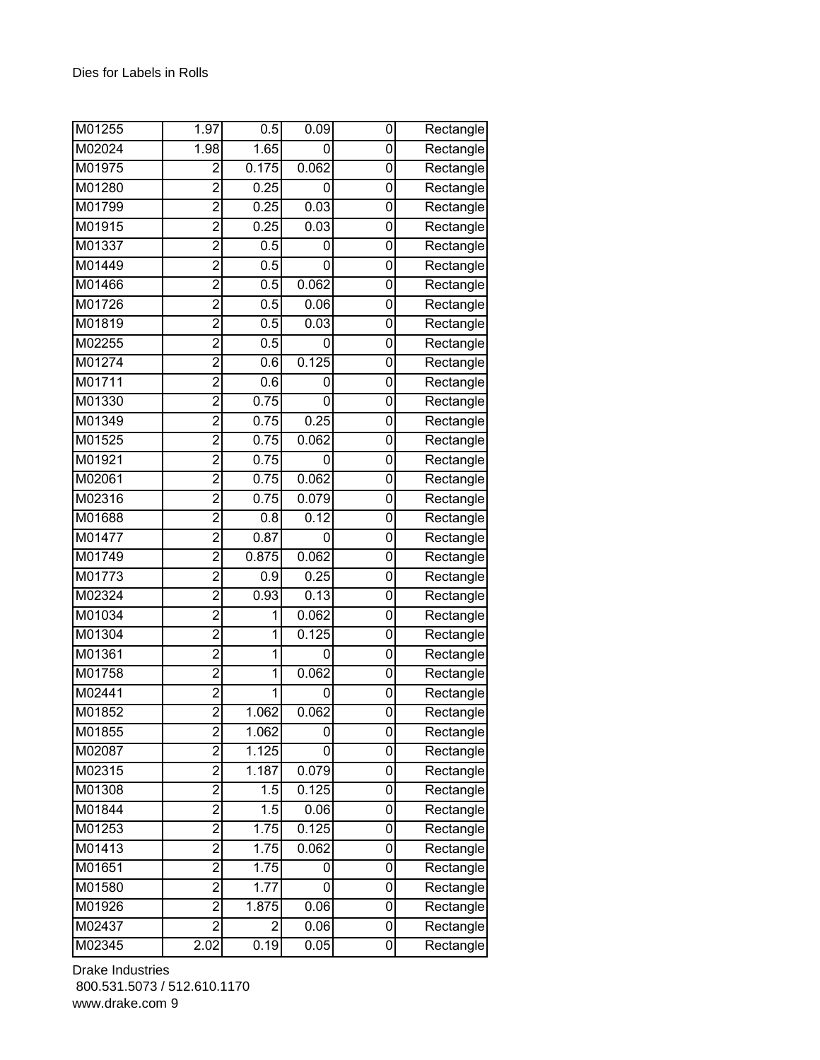Dies for Labels in Rolls

| | | | | | |
|---|---|---|---|---|---|
| M01255 | 1.97 | 0.5 | 0.09 | 0 | Rectangle |
| M02024 | 1.98 | 1.65 | 0 | 0 | Rectangle |
| M01975 | 2 | 0.175 | 0.062 | 0 | Rectangle |
| M01280 | 2 | 0.25 | 0 | 0 | Rectangle |
| M01799 | 2 | 0.25 | 0.03 | 0 | Rectangle |
| M01915 | 2 | 0.25 | 0.03 | 0 | Rectangle |
| M01337 | 2 | 0.5 | 0 | 0 | Rectangle |
| M01449 | 2 | 0.5 | 0 | 0 | Rectangle |
| M01466 | 2 | 0.5 | 0.062 | 0 | Rectangle |
| M01726 | 2 | 0.5 | 0.06 | 0 | Rectangle |
| M01819 | 2 | 0.5 | 0.03 | 0 | Rectangle |
| M02255 | 2 | 0.5 | 0 | 0 | Rectangle |
| M01274 | 2 | 0.6 | 0.125 | 0 | Rectangle |
| M01711 | 2 | 0.6 | 0 | 0 | Rectangle |
| M01330 | 2 | 0.75 | 0 | 0 | Rectangle |
| M01349 | 2 | 0.75 | 0.25 | 0 | Rectangle |
| M01525 | 2 | 0.75 | 0.062 | 0 | Rectangle |
| M01921 | 2 | 0.75 | 0 | 0 | Rectangle |
| M02061 | 2 | 0.75 | 0.062 | 0 | Rectangle |
| M02316 | 2 | 0.75 | 0.079 | 0 | Rectangle |
| M01688 | 2 | 0.8 | 0.12 | 0 | Rectangle |
| M01477 | 2 | 0.87 | 0 | 0 | Rectangle |
| M01749 | 2 | 0.875 | 0.062 | 0 | Rectangle |
| M01773 | 2 | 0.9 | 0.25 | 0 | Rectangle |
| M02324 | 2 | 0.93 | 0.13 | 0 | Rectangle |
| M01034 | 2 | 1 | 0.062 | 0 | Rectangle |
| M01304 | 2 | 1 | 0.125 | 0 | Rectangle |
| M01361 | 2 | 1 | 0 | 0 | Rectangle |
| M01758 | 2 | 1 | 0.062 | 0 | Rectangle |
| M02441 | 2 | 1 | 0 | 0 | Rectangle |
| M01852 | 2 | 1.062 | 0.062 | 0 | Rectangle |
| M01855 | 2 | 1.062 | 0 | 0 | Rectangle |
| M02087 | 2 | 1.125 | 0 | 0 | Rectangle |
| M02315 | 2 | 1.187 | 0.079 | 0 | Rectangle |
| M01308 | 2 | 1.5 | 0.125 | 0 | Rectangle |
| M01844 | 2 | 1.5 | 0.06 | 0 | Rectangle |
| M01253 | 2 | 1.75 | 0.125 | 0 | Rectangle |
| M01413 | 2 | 1.75 | 0.062 | 0 | Rectangle |
| M01651 | 2 | 1.75 | 0 | 0 | Rectangle |
| M01580 | 2 | 1.77 | 0 | 0 | Rectangle |
| M01926 | 2 | 1.875 | 0.06 | 0 | Rectangle |
| M02437 | 2 | 2 | 0.06 | 0 | Rectangle |
| M02345 | 2.02 | 0.19 | 0.05 | 0 | Rectangle |

Drake Industries
800.531.5073 / 512.610.1170
www.drake.com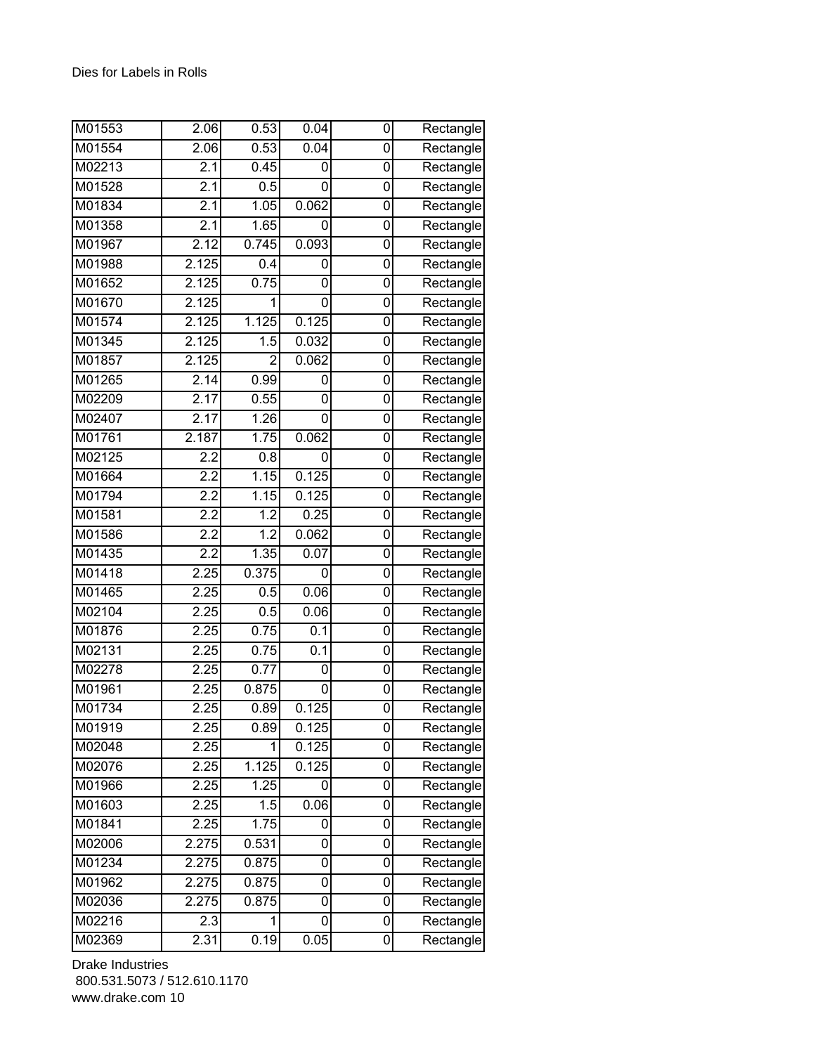Dies for Labels in Rolls

| | | | | | |
|---|---|---|---|---|---|
| M01553 | 2.06 | 0.53 | 0.04 | 0 | Rectangle |
| M01554 | 2.06 | 0.53 | 0.04 | 0 | Rectangle |
| M02213 | 2.1 | 0.45 | 0 | 0 | Rectangle |
| M01528 | 2.1 | 0.5 | 0 | 0 | Rectangle |
| M01834 | 2.1 | 1.05 | 0.062 | 0 | Rectangle |
| M01358 | 2.1 | 1.65 | 0 | 0 | Rectangle |
| M01967 | 2.12 | 0.745 | 0.093 | 0 | Rectangle |
| M01988 | 2.125 | 0.4 | 0 | 0 | Rectangle |
| M01652 | 2.125 | 0.75 | 0 | 0 | Rectangle |
| M01670 | 2.125 | 1 | 0 | 0 | Rectangle |
| M01574 | 2.125 | 1.125 | 0.125 | 0 | Rectangle |
| M01345 | 2.125 | 1.5 | 0.032 | 0 | Rectangle |
| M01857 | 2.125 | 2 | 0.062 | 0 | Rectangle |
| M01265 | 2.14 | 0.99 | 0 | 0 | Rectangle |
| M02209 | 2.17 | 0.55 | 0 | 0 | Rectangle |
| M02407 | 2.17 | 1.26 | 0 | 0 | Rectangle |
| M01761 | 2.187 | 1.75 | 0.062 | 0 | Rectangle |
| M02125 | 2.2 | 0.8 | 0 | 0 | Rectangle |
| M01664 | 2.2 | 1.15 | 0.125 | 0 | Rectangle |
| M01794 | 2.2 | 1.15 | 0.125 | 0 | Rectangle |
| M01581 | 2.2 | 1.2 | 0.25 | 0 | Rectangle |
| M01586 | 2.2 | 1.2 | 0.062 | 0 | Rectangle |
| M01435 | 2.2 | 1.35 | 0.07 | 0 | Rectangle |
| M01418 | 2.25 | 0.375 | 0 | 0 | Rectangle |
| M01465 | 2.25 | 0.5 | 0.06 | 0 | Rectangle |
| M02104 | 2.25 | 0.5 | 0.06 | 0 | Rectangle |
| M01876 | 2.25 | 0.75 | 0.1 | 0 | Rectangle |
| M02131 | 2.25 | 0.75 | 0.1 | 0 | Rectangle |
| M02278 | 2.25 | 0.77 | 0 | 0 | Rectangle |
| M01961 | 2.25 | 0.875 | 0 | 0 | Rectangle |
| M01734 | 2.25 | 0.89 | 0.125 | 0 | Rectangle |
| M01919 | 2.25 | 0.89 | 0.125 | 0 | Rectangle |
| M02048 | 2.25 | 1 | 0.125 | 0 | Rectangle |
| M02076 | 2.25 | 1.125 | 0.125 | 0 | Rectangle |
| M01966 | 2.25 | 1.25 | 0 | 0 | Rectangle |
| M01603 | 2.25 | 1.5 | 0.06 | 0 | Rectangle |
| M01841 | 2.25 | 1.75 | 0 | 0 | Rectangle |
| M02006 | 2.275 | 0.531 | 0 | 0 | Rectangle |
| M01234 | 2.275 | 0.875 | 0 | 0 | Rectangle |
| M01962 | 2.275 | 0.875 | 0 | 0 | Rectangle |
| M02036 | 2.275 | 0.875 | 0 | 0 | Rectangle |
| M02216 | 2.3 | 1 | 0 | 0 | Rectangle |
| M02369 | 2.31 | 0.19 | 0.05 | 0 | Rectangle |

Drake Industries
800.531.5073 / 512.610.1170
www.drake.com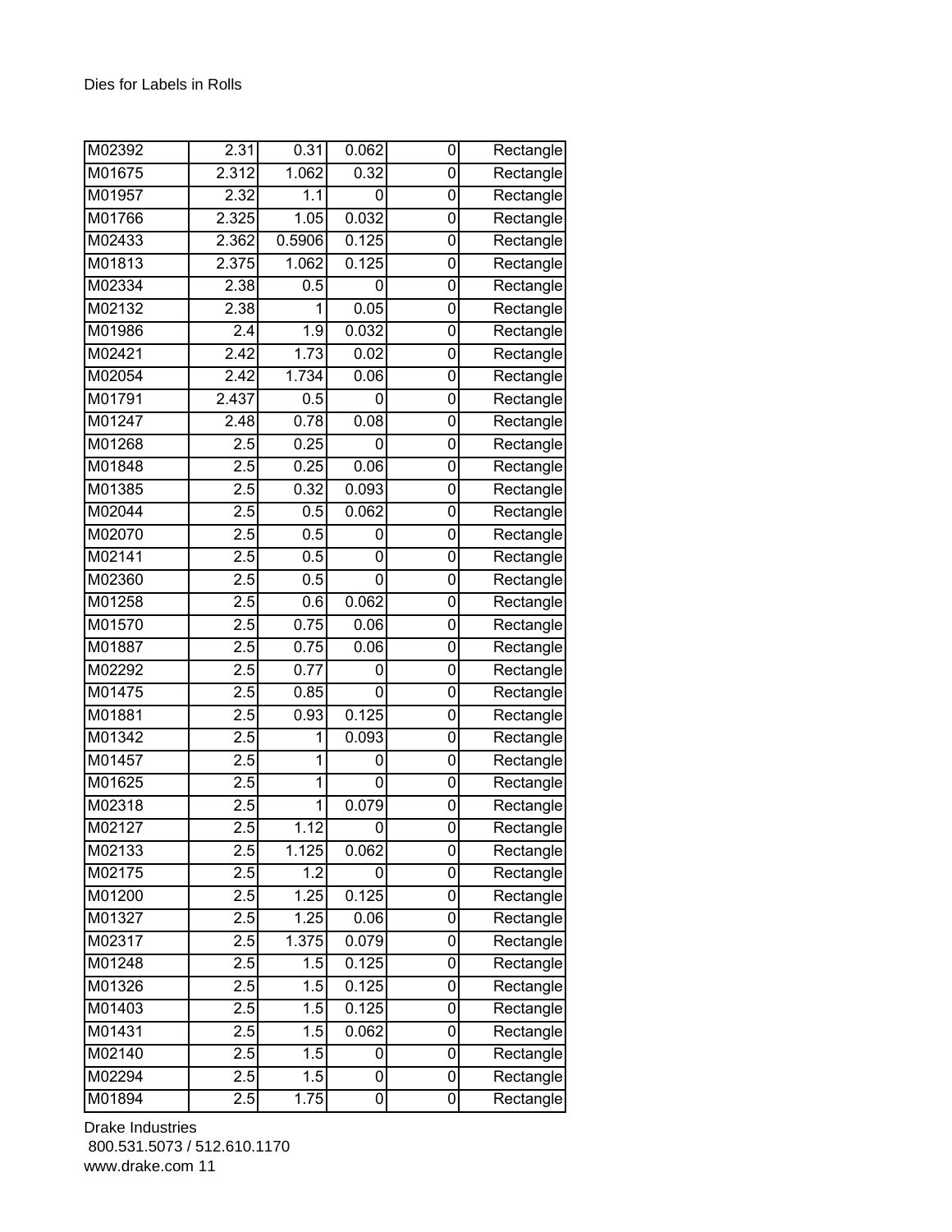Dies for Labels in Rolls

| | | | | | |
|---|---|---|---|---|---|
| M02392 | 2.31 | 0.31 | 0.062 | 0 | Rectangle |
| M01675 | 2.312 | 1.062 | 0.32 | 0 | Rectangle |
| M01957 | 2.32 | 1.1 | 0 | 0 | Rectangle |
| M01766 | 2.325 | 1.05 | 0.032 | 0 | Rectangle |
| M02433 | 2.362 | 0.5906 | 0.125 | 0 | Rectangle |
| M01813 | 2.375 | 1.062 | 0.125 | 0 | Rectangle |
| M02334 | 2.38 | 0.5 | 0 | 0 | Rectangle |
| M02132 | 2.38 | 1 | 0.05 | 0 | Rectangle |
| M01986 | 2.4 | 1.9 | 0.032 | 0 | Rectangle |
| M02421 | 2.42 | 1.73 | 0.02 | 0 | Rectangle |
| M02054 | 2.42 | 1.734 | 0.06 | 0 | Rectangle |
| M01791 | 2.437 | 0.5 | 0 | 0 | Rectangle |
| M01247 | 2.48 | 0.78 | 0.08 | 0 | Rectangle |
| M01268 | 2.5 | 0.25 | 0 | 0 | Rectangle |
| M01848 | 2.5 | 0.25 | 0.06 | 0 | Rectangle |
| M01385 | 2.5 | 0.32 | 0.093 | 0 | Rectangle |
| M02044 | 2.5 | 0.5 | 0.062 | 0 | Rectangle |
| M02070 | 2.5 | 0.5 | 0 | 0 | Rectangle |
| M02141 | 2.5 | 0.5 | 0 | 0 | Rectangle |
| M02360 | 2.5 | 0.5 | 0 | 0 | Rectangle |
| M01258 | 2.5 | 0.6 | 0.062 | 0 | Rectangle |
| M01570 | 2.5 | 0.75 | 0.06 | 0 | Rectangle |
| M01887 | 2.5 | 0.75 | 0.06 | 0 | Rectangle |
| M02292 | 2.5 | 0.77 | 0 | 0 | Rectangle |
| M01475 | 2.5 | 0.85 | 0 | 0 | Rectangle |
| M01881 | 2.5 | 0.93 | 0.125 | 0 | Rectangle |
| M01342 | 2.5 | 1 | 0.093 | 0 | Rectangle |
| M01457 | 2.5 | 1 | 0 | 0 | Rectangle |
| M01625 | 2.5 | 1 | 0 | 0 | Rectangle |
| M02318 | 2.5 | 1 | 0.079 | 0 | Rectangle |
| M02127 | 2.5 | 1.12 | 0 | 0 | Rectangle |
| M02133 | 2.5 | 1.125 | 0.062 | 0 | Rectangle |
| M02175 | 2.5 | 1.2 | 0 | 0 | Rectangle |
| M01200 | 2.5 | 1.25 | 0.125 | 0 | Rectangle |
| M01327 | 2.5 | 1.25 | 0.06 | 0 | Rectangle |
| M02317 | 2.5 | 1.375 | 0.079 | 0 | Rectangle |
| M01248 | 2.5 | 1.5 | 0.125 | 0 | Rectangle |
| M01326 | 2.5 | 1.5 | 0.125 | 0 | Rectangle |
| M01403 | 2.5 | 1.5 | 0.125 | 0 | Rectangle |
| M01431 | 2.5 | 1.5 | 0.062 | 0 | Rectangle |
| M02140 | 2.5 | 1.5 | 0 | 0 | Rectangle |
| M02294 | 2.5 | 1.5 | 0 | 0 | Rectangle |
| M01894 | 2.5 | 1.75 | 0 | 0 | Rectangle |

Drake Industries
800.531.5073 / 512.610.1170
www.drake.com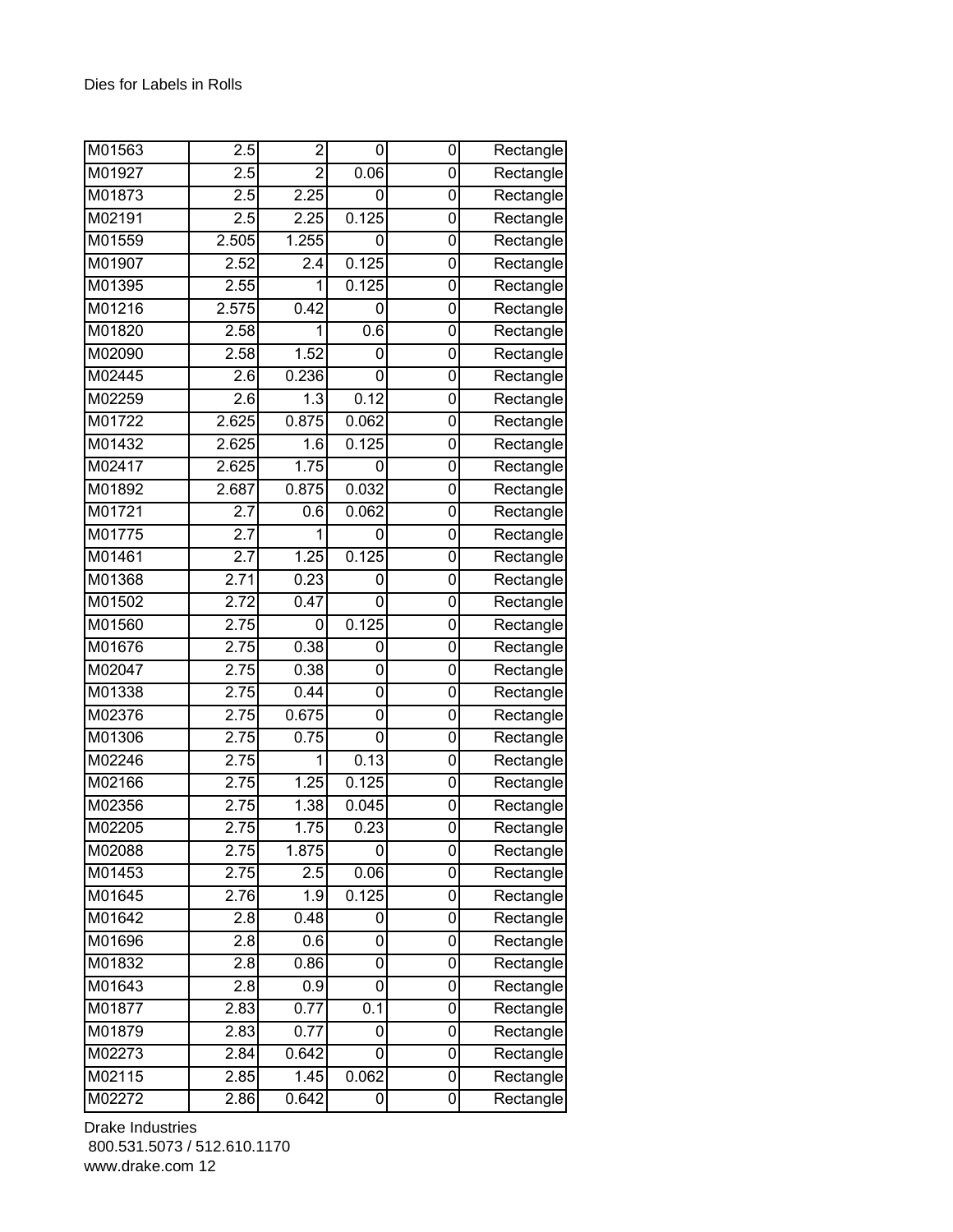| | | | | | |
|---|---|---|---|---|---|
| M01563 | 2.5 | 2 | 0 | 0 | Rectangle |
| M01927 | 2.5 | 2 | 0.06 | 0 | Rectangle |
| M01873 | 2.5 | 2.25 | 0 | 0 | Rectangle |
| M02191 | 2.5 | 2.25 | 0.125 | 0 | Rectangle |
| M01559 | 2.505 | 1.255 | 0 | 0 | Rectangle |
| M01907 | 2.52 | 2.4 | 0.125 | 0 | Rectangle |
| M01395 | 2.55 | 1 | 0.125 | 0 | Rectangle |
| M01216 | 2.575 | 0.42 | 0 | 0 | Rectangle |
| M01820 | 2.58 | 1 | 0.6 | 0 | Rectangle |
| M02090 | 2.58 | 1.52 | 0 | 0 | Rectangle |
| M02445 | 2.6 | 0.236 | 0 | 0 | Rectangle |
| M02259 | 2.6 | 1.3 | 0.12 | 0 | Rectangle |
| M01722 | 2.625 | 0.875 | 0.062 | 0 | Rectangle |
| M01432 | 2.625 | 1.6 | 0.125 | 0 | Rectangle |
| M02417 | 2.625 | 1.75 | 0 | 0 | Rectangle |
| M01892 | 2.687 | 0.875 | 0.032 | 0 | Rectangle |
| M01721 | 2.7 | 0.6 | 0.062 | 0 | Rectangle |
| M01775 | 2.7 | 1 | 0 | 0 | Rectangle |
| M01461 | 2.7 | 1.25 | 0.125 | 0 | Rectangle |
| M01368 | 2.71 | 0.23 | 0 | 0 | Rectangle |
| M01502 | 2.72 | 0.47 | 0 | 0 | Rectangle |
| M01560 | 2.75 | 0 | 0.125 | 0 | Rectangle |
| M01676 | 2.75 | 0.38 | 0 | 0 | Rectangle |
| M02047 | 2.75 | 0.38 | 0 | 0 | Rectangle |
| M01338 | 2.75 | 0.44 | 0 | 0 | Rectangle |
| M02376 | 2.75 | 0.675 | 0 | 0 | Rectangle |
| M01306 | 2.75 | 0.75 | 0 | 0 | Rectangle |
| M02246 | 2.75 | 1 | 0.13 | 0 | Rectangle |
| M02166 | 2.75 | 1.25 | 0.125 | 0 | Rectangle |
| M02356 | 2.75 | 1.38 | 0.045 | 0 | Rectangle |
| M02205 | 2.75 | 1.75 | 0.23 | 0 | Rectangle |
| M02088 | 2.75 | 1.875 | 0 | 0 | Rectangle |
| M01453 | 2.75 | 2.5 | 0.06 | 0 | Rectangle |
| M01645 | 2.76 | 1.9 | 0.125 | 0 | Rectangle |
| M01642 | 2.8 | 0.48 | 0 | 0 | Rectangle |
| M01696 | 2.8 | 0.6 | 0 | 0 | Rectangle |
| M01832 | 2.8 | 0.86 | 0 | 0 | Rectangle |
| M01643 | 2.8 | 0.9 | 0 | 0 | Rectangle |
| M01877 | 2.83 | 0.77 | 0.1 | 0 | Rectangle |
| M01879 | 2.83 | 0.77 | 0 | 0 | Rectangle |
| M02273 | 2.84 | 0.642 | 0 | 0 | Rectangle |
| M02115 | 2.85 | 1.45 | 0.062 | 0 | Rectangle |
| M02272 | 2.86 | 0.642 | 0 | 0 | Rectangle |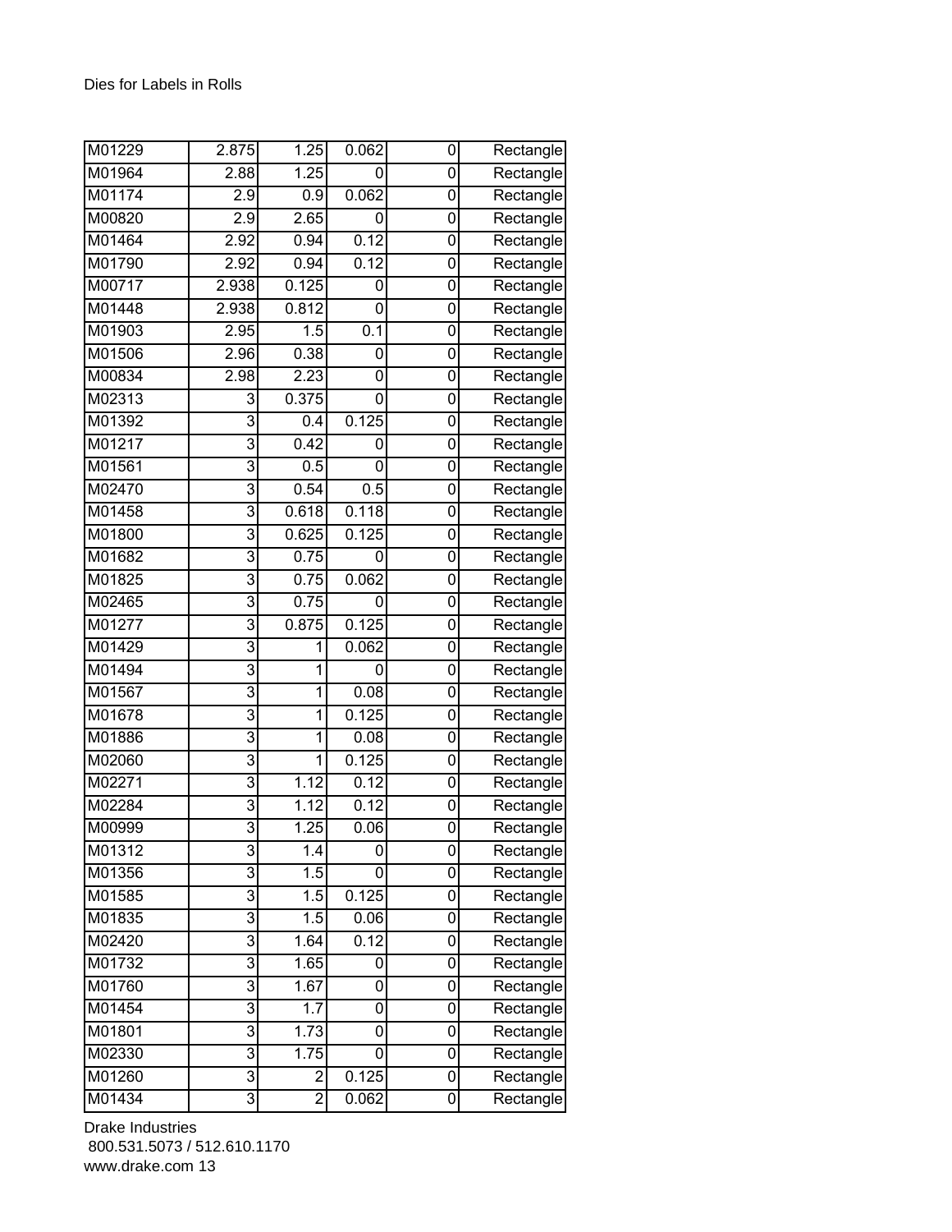Dies for Labels in Rolls

| | | | | | |
|---|---|---|---|---|---|
| M01229 | 2.875 | 1.25 | 0.062 | 0 | Rectangle |
| M01964 | 2.88 | 1.25 | 0 | 0 | Rectangle |
| M01174 | 2.9 | 0.9 | 0.062 | 0 | Rectangle |
| M00820 | 2.9 | 2.65 | 0 | 0 | Rectangle |
| M01464 | 2.92 | 0.94 | 0.12 | 0 | Rectangle |
| M01790 | 2.92 | 0.94 | 0.12 | 0 | Rectangle |
| M00717 | 2.938 | 0.125 | 0 | 0 | Rectangle |
| M01448 | 2.938 | 0.812 | 0 | 0 | Rectangle |
| M01903 | 2.95 | 1.5 | 0.1 | 0 | Rectangle |
| M01506 | 2.96 | 0.38 | 0 | 0 | Rectangle |
| M00834 | 2.98 | 2.23 | 0 | 0 | Rectangle |
| M02313 | 3 | 0.375 | 0 | 0 | Rectangle |
| M01392 | 3 | 0.4 | 0.125 | 0 | Rectangle |
| M01217 | 3 | 0.42 | 0 | 0 | Rectangle |
| M01561 | 3 | 0.5 | 0 | 0 | Rectangle |
| M02470 | 3 | 0.54 | 0.5 | 0 | Rectangle |
| M01458 | 3 | 0.618 | 0.118 | 0 | Rectangle |
| M01800 | 3 | 0.625 | 0.125 | 0 | Rectangle |
| M01682 | 3 | 0.75 | 0 | 0 | Rectangle |
| M01825 | 3 | 0.75 | 0.062 | 0 | Rectangle |
| M02465 | 3 | 0.75 | 0 | 0 | Rectangle |
| M01277 | 3 | 0.875 | 0.125 | 0 | Rectangle |
| M01429 | 3 | 1 | 0.062 | 0 | Rectangle |
| M01494 | 3 | 1 | 0 | 0 | Rectangle |
| M01567 | 3 | 1 | 0.08 | 0 | Rectangle |
| M01678 | 3 | 1 | 0.125 | 0 | Rectangle |
| M01886 | 3 | 1 | 0.08 | 0 | Rectangle |
| M02060 | 3 | 1 | 0.125 | 0 | Rectangle |
| M02271 | 3 | 1.12 | 0.12 | 0 | Rectangle |
| M02284 | 3 | 1.12 | 0.12 | 0 | Rectangle |
| M00999 | 3 | 1.25 | 0.06 | 0 | Rectangle |
| M01312 | 3 | 1.4 | 0 | 0 | Rectangle |
| M01356 | 3 | 1.5 | 0 | 0 | Rectangle |
| M01585 | 3 | 1.5 | 0.125 | 0 | Rectangle |
| M01835 | 3 | 1.5 | 0.06 | 0 | Rectangle |
| M02420 | 3 | 1.64 | 0.12 | 0 | Rectangle |
| M01732 | 3 | 1.65 | 0 | 0 | Rectangle |
| M01760 | 3 | 1.67 | 0 | 0 | Rectangle |
| M01454 | 3 | 1.7 | 0 | 0 | Rectangle |
| M01801 | 3 | 1.73 | 0 | 0 | Rectangle |
| M02330 | 3 | 1.75 | 0 | 0 | Rectangle |
| M01260 | 3 | 2 | 0.125 | 0 | Rectangle |
| M01434 | 3 | 2 | 0.062 | 0 | Rectangle |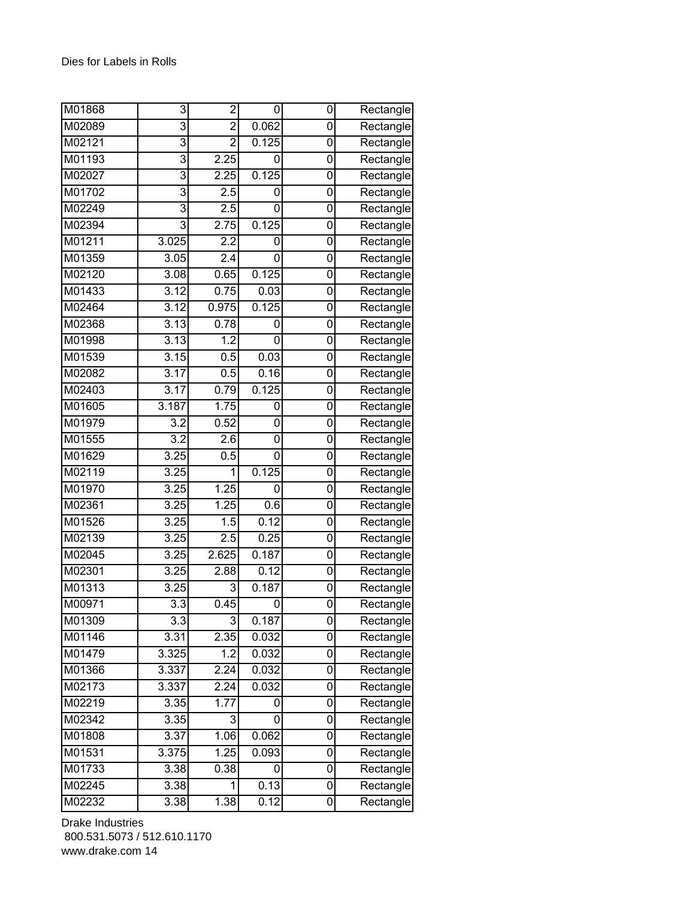Dies for Labels in Rolls

| | | | | | |
|---|---|---|---|---|---|
| M01868 | 3 | 2 | 0 | 0 | Rectangle |
| M02089 | 3 | 2 | 0.062 | 0 | Rectangle |
| M02121 | 3 | 2 | 0.125 | 0 | Rectangle |
| M01193 | 3 | 2.25 | 0 | 0 | Rectangle |
| M02027 | 3 | 2.25 | 0.125 | 0 | Rectangle |
| M01702 | 3 | 2.5 | 0 | 0 | Rectangle |
| M02249 | 3 | 2.5 | 0 | 0 | Rectangle |
| M02394 | 3 | 2.75 | 0.125 | 0 | Rectangle |
| M01211 | 3.025 | 2.2 | 0 | 0 | Rectangle |
| M01359 | 3.05 | 2.4 | 0 | 0 | Rectangle |
| M02120 | 3.08 | 0.65 | 0.125 | 0 | Rectangle |
| M01433 | 3.12 | 0.75 | 0.03 | 0 | Rectangle |
| M02464 | 3.12 | 0.975 | 0.125 | 0 | Rectangle |
| M02368 | 3.13 | 0.78 | 0 | 0 | Rectangle |
| M01998 | 3.13 | 1.2 | 0 | 0 | Rectangle |
| M01539 | 3.15 | 0.5 | 0.03 | 0 | Rectangle |
| M02082 | 3.17 | 0.5 | 0.16 | 0 | Rectangle |
| M02403 | 3.17 | 0.79 | 0.125 | 0 | Rectangle |
| M01605 | 3.187 | 1.75 | 0 | 0 | Rectangle |
| M01979 | 3.2 | 0.52 | 0 | 0 | Rectangle |
| M01555 | 3.2 | 2.6 | 0 | 0 | Rectangle |
| M01629 | 3.25 | 0.5 | 0 | 0 | Rectangle |
| M02119 | 3.25 | 1 | 0.125 | 0 | Rectangle |
| M01970 | 3.25 | 1.25 | 0 | 0 | Rectangle |
| M02361 | 3.25 | 1.25 | 0.6 | 0 | Rectangle |
| M01526 | 3.25 | 1.5 | 0.12 | 0 | Rectangle |
| M02139 | 3.25 | 2.5 | 0.25 | 0 | Rectangle |
| M02045 | 3.25 | 2.625 | 0.187 | 0 | Rectangle |
| M02301 | 3.25 | 2.88 | 0.12 | 0 | Rectangle |
| M01313 | 3.25 | 3 | 0.187 | 0 | Rectangle |
| M00971 | 3.3 | 0.45 | 0 | 0 | Rectangle |
| M01309 | 3.3 | 3 | 0.187 | 0 | Rectangle |
| M01146 | 3.31 | 2.35 | 0.032 | 0 | Rectangle |
| M01479 | 3.325 | 1.2 | 0.032 | 0 | Rectangle |
| M01366 | 3.337 | 2.24 | 0.032 | 0 | Rectangle |
| M02173 | 3.337 | 2.24 | 0.032 | 0 | Rectangle |
| M02219 | 3.35 | 1.77 | 0 | 0 | Rectangle |
| M02342 | 3.35 | 3 | 0 | 0 | Rectangle |
| M01808 | 3.37 | 1.06 | 0.062 | 0 | Rectangle |
| M01531 | 3.375 | 1.25 | 0.093 | 0 | Rectangle |
| M01733 | 3.38 | 0.38 | 0 | 0 | Rectangle |
| M02245 | 3.38 | 1 | 0.13 | 0 | Rectangle |
| M02232 | 3.38 | 1.38 | 0.12 | 0 | Rectangle |

Drake Industries
800.531.5073 / 512.610.1170
www.drake.com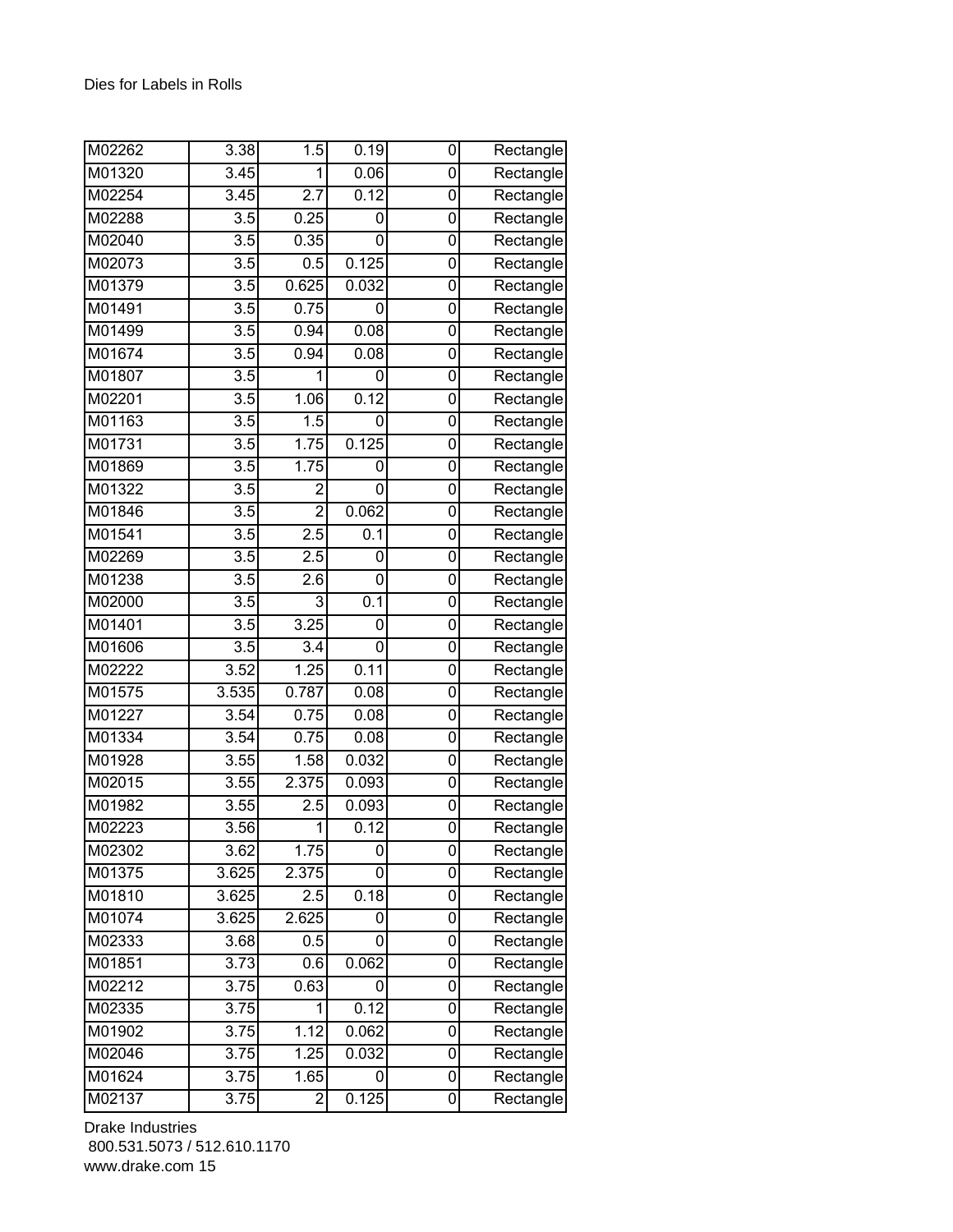Dies for Labels in Rolls

| | | | | | |
|---|---|---|---|---|---|
| M02262 | 3.38 | 1.5 | 0.19 | 0 | Rectangle |
| M01320 | 3.45 | 1 | 0.06 | 0 | Rectangle |
| M02254 | 3.45 | 2.7 | 0.12 | 0 | Rectangle |
| M02288 | 3.5 | 0.25 | 0 | 0 | Rectangle |
| M02040 | 3.5 | 0.35 | 0 | 0 | Rectangle |
| M02073 | 3.5 | 0.5 | 0.125 | 0 | Rectangle |
| M01379 | 3.5 | 0.625 | 0.032 | 0 | Rectangle |
| M01491 | 3.5 | 0.75 | 0 | 0 | Rectangle |
| M01499 | 3.5 | 0.94 | 0.08 | 0 | Rectangle |
| M01674 | 3.5 | 0.94 | 0.08 | 0 | Rectangle |
| M01807 | 3.5 | 1 | 0 | 0 | Rectangle |
| M02201 | 3.5 | 1.06 | 0.12 | 0 | Rectangle |
| M01163 | 3.5 | 1.5 | 0 | 0 | Rectangle |
| M01731 | 3.5 | 1.75 | 0.125 | 0 | Rectangle |
| M01869 | 3.5 | 1.75 | 0 | 0 | Rectangle |
| M01322 | 3.5 | 2 | 0 | 0 | Rectangle |
| M01846 | 3.5 | 2 | 0.062 | 0 | Rectangle |
| M01541 | 3.5 | 2.5 | 0.1 | 0 | Rectangle |
| M02269 | 3.5 | 2.5 | 0 | 0 | Rectangle |
| M01238 | 3.5 | 2.6 | 0 | 0 | Rectangle |
| M02000 | 3.5 | 3 | 0.1 | 0 | Rectangle |
| M01401 | 3.5 | 3.25 | 0 | 0 | Rectangle |
| M01606 | 3.5 | 3.4 | 0 | 0 | Rectangle |
| M02222 | 3.52 | 1.25 | 0.11 | 0 | Rectangle |
| M01575 | 3.535 | 0.787 | 0.08 | 0 | Rectangle |
| M01227 | 3.54 | 0.75 | 0.08 | 0 | Rectangle |
| M01334 | 3.54 | 0.75 | 0.08 | 0 | Rectangle |
| M01928 | 3.55 | 1.58 | 0.032 | 0 | Rectangle |
| M02015 | 3.55 | 2.375 | 0.093 | 0 | Rectangle |
| M01982 | 3.55 | 2.5 | 0.093 | 0 | Rectangle |
| M02223 | 3.56 | 1 | 0.12 | 0 | Rectangle |
| M02302 | 3.62 | 1.75 | 0 | 0 | Rectangle |
| M01375 | 3.625 | 2.375 | 0 | 0 | Rectangle |
| M01810 | 3.625 | 2.5 | 0.18 | 0 | Rectangle |
| M01074 | 3.625 | 2.625 | 0 | 0 | Rectangle |
| M02333 | 3.68 | 0.5 | 0 | 0 | Rectangle |
| M01851 | 3.73 | 0.6 | 0.062 | 0 | Rectangle |
| M02212 | 3.75 | 0.63 | 0 | 0 | Rectangle |
| M02335 | 3.75 | 1 | 0.12 | 0 | Rectangle |
| M01902 | 3.75 | 1.12 | 0.062 | 0 | Rectangle |
| M02046 | 3.75 | 1.25 | 0.032 | 0 | Rectangle |
| M01624 | 3.75 | 1.65 | 0 | 0 | Rectangle |
| M02137 | 3.75 | 2 | 0.125 | 0 | Rectangle |

Drake Industries
800.531.5073 / 512.610.1170
www.drake.com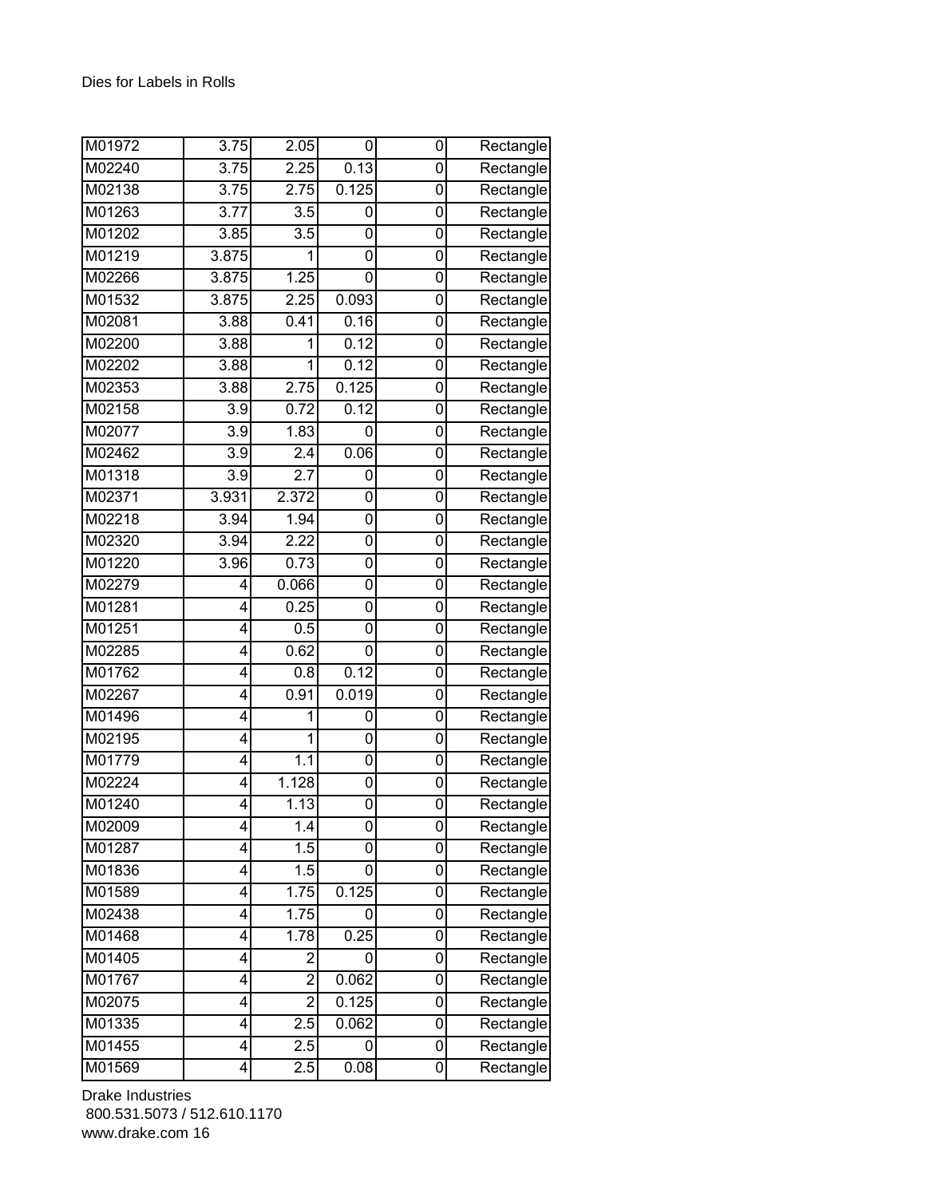Dies for Labels in Rolls

| | | | | | |
|---|---|---|---|---|---|
| M01972 | 3.75 | 2.05 | 0 | 0 | Rectangle |
| M02240 | 3.75 | 2.25 | 0.13 | 0 | Rectangle |
| M02138 | 3.75 | 2.75 | 0.125 | 0 | Rectangle |
| M01263 | 3.77 | 3.5 | 0 | 0 | Rectangle |
| M01202 | 3.85 | 3.5 | 0 | 0 | Rectangle |
| M01219 | 3.875 | 1 | 0 | 0 | Rectangle |
| M02266 | 3.875 | 1.25 | 0 | 0 | Rectangle |
| M01532 | 3.875 | 2.25 | 0.093 | 0 | Rectangle |
| M02081 | 3.88 | 0.41 | 0.16 | 0 | Rectangle |
| M02200 | 3.88 | 1 | 0.12 | 0 | Rectangle |
| M02202 | 3.88 | 1 | 0.12 | 0 | Rectangle |
| M02353 | 3.88 | 2.75 | 0.125 | 0 | Rectangle |
| M02158 | 3.9 | 0.72 | 0.12 | 0 | Rectangle |
| M02077 | 3.9 | 1.83 | 0 | 0 | Rectangle |
| M02462 | 3.9 | 2.4 | 0.06 | 0 | Rectangle |
| M01318 | 3.9 | 2.7 | 0 | 0 | Rectangle |
| M02371 | 3.931 | 2.372 | 0 | 0 | Rectangle |
| M02218 | 3.94 | 1.94 | 0 | 0 | Rectangle |
| M02320 | 3.94 | 2.22 | 0 | 0 | Rectangle |
| M01220 | 3.96 | 0.73 | 0 | 0 | Rectangle |
| M02279 | 4 | 0.066 | 0 | 0 | Rectangle |
| M01281 | 4 | 0.25 | 0 | 0 | Rectangle |
| M01251 | 4 | 0.5 | 0 | 0 | Rectangle |
| M02285 | 4 | 0.62 | 0 | 0 | Rectangle |
| M01762 | 4 | 0.8 | 0.12 | 0 | Rectangle |
| M02267 | 4 | 0.91 | 0.019 | 0 | Rectangle |
| M01496 | 4 | 1 | 0 | 0 | Rectangle |
| M02195 | 4 | 1 | 0 | 0 | Rectangle |
| M01779 | 4 | 1.1 | 0 | 0 | Rectangle |
| M02224 | 4 | 1.128 | 0 | 0 | Rectangle |
| M01240 | 4 | 1.13 | 0 | 0 | Rectangle |
| M02009 | 4 | 1.4 | 0 | 0 | Rectangle |
| M01287 | 4 | 1.5 | 0 | 0 | Rectangle |
| M01836 | 4 | 1.5 | 0 | 0 | Rectangle |
| M01589 | 4 | 1.75 | 0.125 | 0 | Rectangle |
| M02438 | 4 | 1.75 | 0 | 0 | Rectangle |
| M01468 | 4 | 1.78 | 0.25 | 0 | Rectangle |
| M01405 | 4 | 2 | 0 | 0 | Rectangle |
| M01767 | 4 | 2 | 0.062 | 0 | Rectangle |
| M02075 | 4 | 2 | 0.125 | 0 | Rectangle |
| M01335 | 4 | 2.5 | 0.062 | 0 | Rectangle |
| M01455 | 4 | 2.5 | 0 | 0 | Rectangle |
| M01569 | 4 | 2.5 | 0.08 | 0 | Rectangle |

Drake Industries
800.531.5073 / 512.610.1170
www.drake.com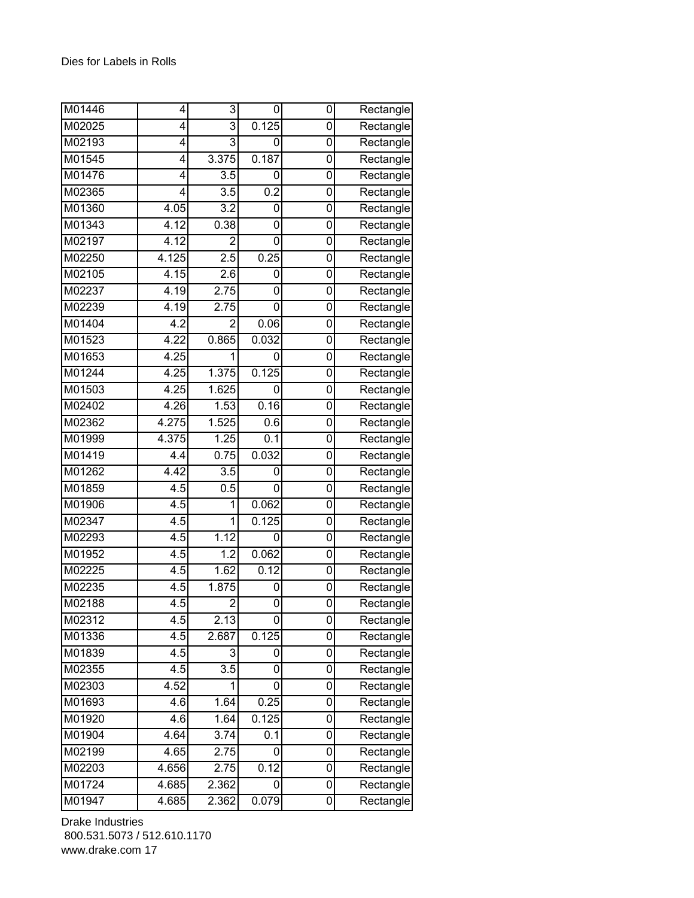Dies for Labels in Rolls

| | | | | | |
|---|---|---|---|---|---|
| M01446 | 4 | 3 | 0 | 0 | Rectangle |
| M02025 | 4 | 3 | 0.125 | 0 | Rectangle |
| M02193 | 4 | 3 | 0 | 0 | Rectangle |
| M01545 | 4 | 3.375 | 0.187 | 0 | Rectangle |
| M01476 | 4 | 3.5 | 0 | 0 | Rectangle |
| M02365 | 4 | 3.5 | 0.2 | 0 | Rectangle |
| M01360 | 4.05 | 3.2 | 0 | 0 | Rectangle |
| M01343 | 4.12 | 0.38 | 0 | 0 | Rectangle |
| M02197 | 4.12 | 2 | 0 | 0 | Rectangle |
| M02250 | 4.125 | 2.5 | 0.25 | 0 | Rectangle |
| M02105 | 4.15 | 2.6 | 0 | 0 | Rectangle |
| M02237 | 4.19 | 2.75 | 0 | 0 | Rectangle |
| M02239 | 4.19 | 2.75 | 0 | 0 | Rectangle |
| M01404 | 4.2 | 2 | 0.06 | 0 | Rectangle |
| M01523 | 4.22 | 0.865 | 0.032 | 0 | Rectangle |
| M01653 | 4.25 | 1 | 0 | 0 | Rectangle |
| M01244 | 4.25 | 1.375 | 0.125 | 0 | Rectangle |
| M01503 | 4.25 | 1.625 | 0 | 0 | Rectangle |
| M02402 | 4.26 | 1.53 | 0.16 | 0 | Rectangle |
| M02362 | 4.275 | 1.525 | 0.6 | 0 | Rectangle |
| M01999 | 4.375 | 1.25 | 0.1 | 0 | Rectangle |
| M01419 | 4.4 | 0.75 | 0.032 | 0 | Rectangle |
| M01262 | 4.42 | 3.5 | 0 | 0 | Rectangle |
| M01859 | 4.5 | 0.5 | 0 | 0 | Rectangle |
| M01906 | 4.5 | 1 | 0.062 | 0 | Rectangle |
| M02347 | 4.5 | 1 | 0.125 | 0 | Rectangle |
| M02293 | 4.5 | 1.12 | 0 | 0 | Rectangle |
| M01952 | 4.5 | 1.2 | 0.062 | 0 | Rectangle |
| M02225 | 4.5 | 1.62 | 0.12 | 0 | Rectangle |
| M02235 | 4.5 | 1.875 | 0 | 0 | Rectangle |
| M02188 | 4.5 | 2 | 0 | 0 | Rectangle |
| M02312 | 4.5 | 2.13 | 0 | 0 | Rectangle |
| M01336 | 4.5 | 2.687 | 0.125 | 0 | Rectangle |
| M01839 | 4.5 | 3 | 0 | 0 | Rectangle |
| M02355 | 4.5 | 3.5 | 0 | 0 | Rectangle |
| M02303 | 4.52 | 1 | 0 | 0 | Rectangle |
| M01693 | 4.6 | 1.64 | 0.25 | 0 | Rectangle |
| M01920 | 4.6 | 1.64 | 0.125 | 0 | Rectangle |
| M01904 | 4.64 | 3.74 | 0.1 | 0 | Rectangle |
| M02199 | 4.65 | 2.75 | 0 | 0 | Rectangle |
| M02203 | 4.656 | 2.75 | 0.12 | 0 | Rectangle |
| M01724 | 4.685 | 2.362 | 0 | 0 | Rectangle |
| M01947 | 4.685 | 2.362 | 0.079 | 0 | Rectangle |

Drake Industries
800.531.5073 / 512.610.1170
www.drake.com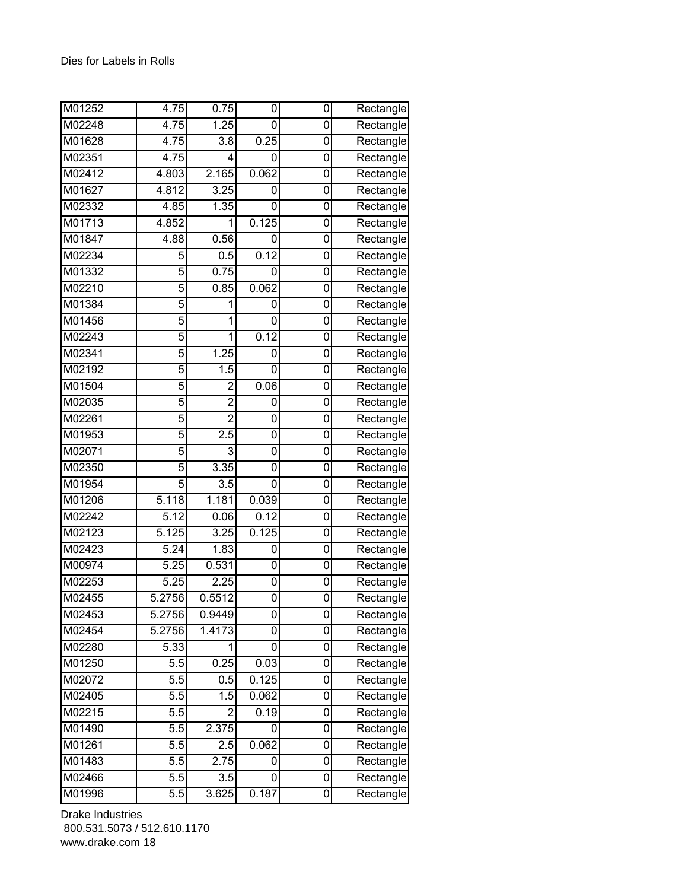Dies for Labels in Rolls

| | | | | | |
|---|---|---|---|---|---|
| M01252 | 4.75 | 0.75 | 0 | 0 | Rectangle |
| M02248 | 4.75 | 1.25 | 0 | 0 | Rectangle |
| M01628 | 4.75 | 3.8 | 0.25 | 0 | Rectangle |
| M02351 | 4.75 | 4 | 0 | 0 | Rectangle |
| M02412 | 4.803 | 2.165 | 0.062 | 0 | Rectangle |
| M01627 | 4.812 | 3.25 | 0 | 0 | Rectangle |
| M02332 | 4.85 | 1.35 | 0 | 0 | Rectangle |
| M01713 | 4.852 | 1 | 0.125 | 0 | Rectangle |
| M01847 | 4.88 | 0.56 | 0 | 0 | Rectangle |
| M02234 | 5 | 0.5 | 0.12 | 0 | Rectangle |
| M01332 | 5 | 0.75 | 0 | 0 | Rectangle |
| M02210 | 5 | 0.85 | 0.062 | 0 | Rectangle |
| M01384 | 5 | 1 | 0 | 0 | Rectangle |
| M01456 | 5 | 1 | 0 | 0 | Rectangle |
| M02243 | 5 | 1 | 0.12 | 0 | Rectangle |
| M02341 | 5 | 1.25 | 0 | 0 | Rectangle |
| M02192 | 5 | 1.5 | 0 | 0 | Rectangle |
| M01504 | 5 | 2 | 0.06 | 0 | Rectangle |
| M02035 | 5 | 2 | 0 | 0 | Rectangle |
| M02261 | 5 | 2 | 0 | 0 | Rectangle |
| M01953 | 5 | 2.5 | 0 | 0 | Rectangle |
| M02071 | 5 | 3 | 0 | 0 | Rectangle |
| M02350 | 5 | 3.35 | 0 | 0 | Rectangle |
| M01954 | 5 | 3.5 | 0 | 0 | Rectangle |
| M01206 | 5.118 | 1.181 | 0.039 | 0 | Rectangle |
| M02242 | 5.12 | 0.06 | 0.12 | 0 | Rectangle |
| M02123 | 5.125 | 3.25 | 0.125 | 0 | Rectangle |
| M02423 | 5.24 | 1.83 | 0 | 0 | Rectangle |
| M00974 | 5.25 | 0.531 | 0 | 0 | Rectangle |
| M02253 | 5.25 | 2.25 | 0 | 0 | Rectangle |
| M02455 | 5.2756 | 0.5512 | 0 | 0 | Rectangle |
| M02453 | 5.2756 | 0.9449 | 0 | 0 | Rectangle |
| M02454 | 5.2756 | 1.4173 | 0 | 0 | Rectangle |
| M02280 | 5.33 | 1 | 0 | 0 | Rectangle |
| M01250 | 5.5 | 0.25 | 0.03 | 0 | Rectangle |
| M02072 | 5.5 | 0.5 | 0.125 | 0 | Rectangle |
| M02405 | 5.5 | 1.5 | 0.062 | 0 | Rectangle |
| M02215 | 5.5 | 2 | 0.19 | 0 | Rectangle |
| M01490 | 5.5 | 2.375 | 0 | 0 | Rectangle |
| M01261 | 5.5 | 2.5 | 0.062 | 0 | Rectangle |
| M01483 | 5.5 | 2.75 | 0 | 0 | Rectangle |
| M02466 | 5.5 | 3.5 | 0 | 0 | Rectangle |
| M01996 | 5.5 | 3.625 | 0.187 | 0 | Rectangle |

Drake Industries
800.531.5073 / 512.610.1170
www.drake.com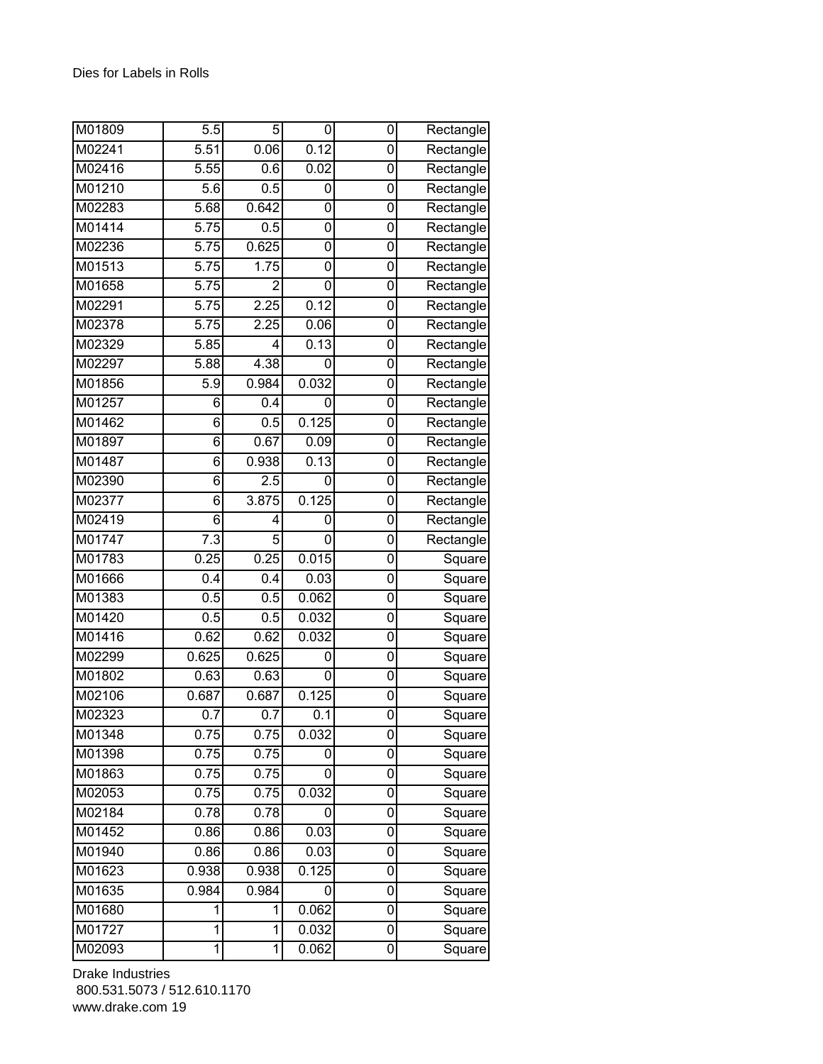Dies for Labels in Rolls

| | | | | | |
|---|---|---|---|---|---|
| M01809 | 5.5 | 5 | 0 | 0 | Rectangle |
| M02241 | 5.51 | 0.06 | 0.12 | 0 | Rectangle |
| M02416 | 5.55 | 0.6 | 0.02 | 0 | Rectangle |
| M01210 | 5.6 | 0.5 | 0 | 0 | Rectangle |
| M02283 | 5.68 | 0.642 | 0 | 0 | Rectangle |
| M01414 | 5.75 | 0.5 | 0 | 0 | Rectangle |
| M02236 | 5.75 | 0.625 | 0 | 0 | Rectangle |
| M01513 | 5.75 | 1.75 | 0 | 0 | Rectangle |
| M01658 | 5.75 | 2 | 0 | 0 | Rectangle |
| M02291 | 5.75 | 2.25 | 0.12 | 0 | Rectangle |
| M02378 | 5.75 | 2.25 | 0.06 | 0 | Rectangle |
| M02329 | 5.85 | 4 | 0.13 | 0 | Rectangle |
| M02297 | 5.88 | 4.38 | 0 | 0 | Rectangle |
| M01856 | 5.9 | 0.984 | 0.032 | 0 | Rectangle |
| M01257 | 6 | 0.4 | 0 | 0 | Rectangle |
| M01462 | 6 | 0.5 | 0.125 | 0 | Rectangle |
| M01897 | 6 | 0.67 | 0.09 | 0 | Rectangle |
| M01487 | 6 | 0.938 | 0.13 | 0 | Rectangle |
| M02390 | 6 | 2.5 | 0 | 0 | Rectangle |
| M02377 | 6 | 3.875 | 0.125 | 0 | Rectangle |
| M02419 | 6 | 4 | 0 | 0 | Rectangle |
| M01747 | 7.3 | 5 | 0 | 0 | Rectangle |
| M01783 | 0.25 | 0.25 | 0.015 | 0 | Square |
| M01666 | 0.4 | 0.4 | 0.03 | 0 | Square |
| M01383 | 0.5 | 0.5 | 0.062 | 0 | Square |
| M01420 | 0.5 | 0.5 | 0.032 | 0 | Square |
| M01416 | 0.62 | 0.62 | 0.032 | 0 | Square |
| M02299 | 0.625 | 0.625 | 0 | 0 | Square |
| M01802 | 0.63 | 0.63 | 0 | 0 | Square |
| M02106 | 0.687 | 0.687 | 0.125 | 0 | Square |
| M02323 | 0.7 | 0.7 | 0.1 | 0 | Square |
| M01348 | 0.75 | 0.75 | 0.032 | 0 | Square |
| M01398 | 0.75 | 0.75 | 0 | 0 | Square |
| M01863 | 0.75 | 0.75 | 0 | 0 | Square |
| M02053 | 0.75 | 0.75 | 0.032 | 0 | Square |
| M02184 | 0.78 | 0.78 | 0 | 0 | Square |
| M01452 | 0.86 | 0.86 | 0.03 | 0 | Square |
| M01940 | 0.86 | 0.86 | 0.03 | 0 | Square |
| M01623 | 0.938 | 0.938 | 0.125 | 0 | Square |
| M01635 | 0.984 | 0.984 | 0 | 0 | Square |
| M01680 | 1 | 1 | 0.062 | 0 | Square |
| M01727 | 1 | 1 | 0.032 | 0 | Square |
| M02093 | 1 | 1 | 0.062 | 0 | Square |

Drake Industries
800.531.5073 / 512.610.1170
www.drake.com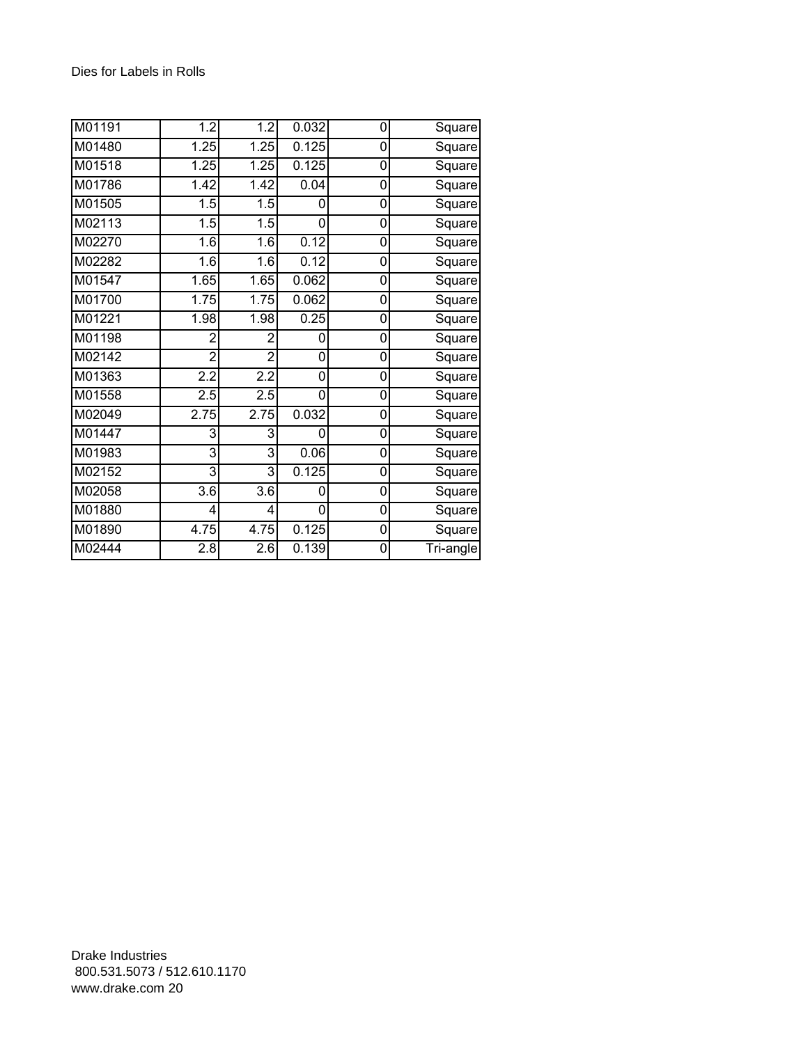Dies for Labels in Rolls

| | | | | | |
|---|---|---|---|---|---|
| M01191 | 1.2 | 1.2 | 0.032 | 0 | Square |
| M01480 | 1.25 | 1.25 | 0.125 | 0 | Square |
| M01518 | 1.25 | 1.25 | 0.125 | 0 | Square |
| M01786 | 1.42 | 1.42 | 0.04 | 0 | Square |
| M01505 | 1.5 | 1.5 | 0 | 0 | Square |
| M02113 | 1.5 | 1.5 | 0 | 0 | Square |
| M02270 | 1.6 | 1.6 | 0.12 | 0 | Square |
| M02282 | 1.6 | 1.6 | 0.12 | 0 | Square |
| M01547 | 1.65 | 1.65 | 0.062 | 0 | Square |
| M01700 | 1.75 | 1.75 | 0.062 | 0 | Square |
| M01221 | 1.98 | 1.98 | 0.25 | 0 | Square |
| M01198 | 2 | 2 | 0 | 0 | Square |
| M02142 | 2 | 2 | 0 | 0 | Square |
| M01363 | 2.2 | 2.2 | 0 | 0 | Square |
| M01558 | 2.5 | 2.5 | 0 | 0 | Square |
| M02049 | 2.75 | 2.75 | 0.032 | 0 | Square |
| M01447 | 3 | 3 | 0 | 0 | Square |
| M01983 | 3 | 3 | 0.06 | 0 | Square |
| M02152 | 3 | 3 | 0.125 | 0 | Square |
| M02058 | 3.6 | 3.6 | 0 | 0 | Square |
| M01880 | 4 | 4 | 0 | 0 | Square |
| M01890 | 4.75 | 4.75 | 0.125 | 0 | Square |
| M02444 | 2.8 | 2.6 | 0.139 | 0 | Tri-angle |

Drake Industries
800.531.5073 / 512.610.1170
www.drake.com